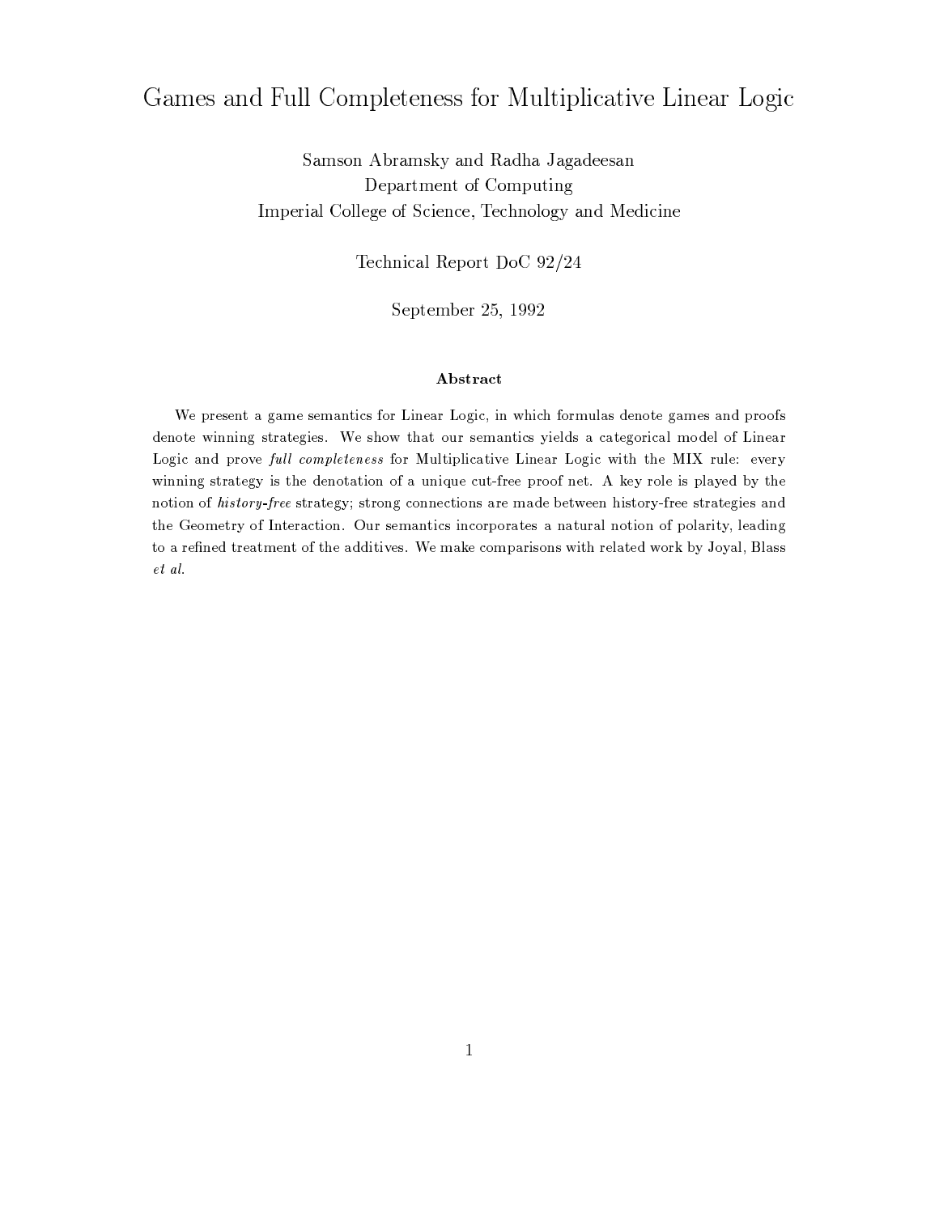# Games and Full Completeness for Multiplicative Linear Logic

Samson Abramsky and Radha Jagadeesan
Department of Computing
Imperial College of Science, Technology and Medicine

Technical Report DoC 92/24

September 25, 1992

### Abstract

We present a game semantics for Linear Logic, in which formulas denote games and proofs denote winning strategies. We show that our semantics yields a categorical model of Linear Logic and prove *full completeness* for Multiplicative Linear Logic with the MIX rule: every winning strategy is the denotation of a unique cut-free proof net. A key role is played by the notion of *history-free* strategy; strong connections are made between history-free strategies and the Geometry of Interaction. Our semantics incorporates a natural notion of polarity, leading to a refined treatment of the additives. We make comparisons with related work by Joyal, Blass *et al.*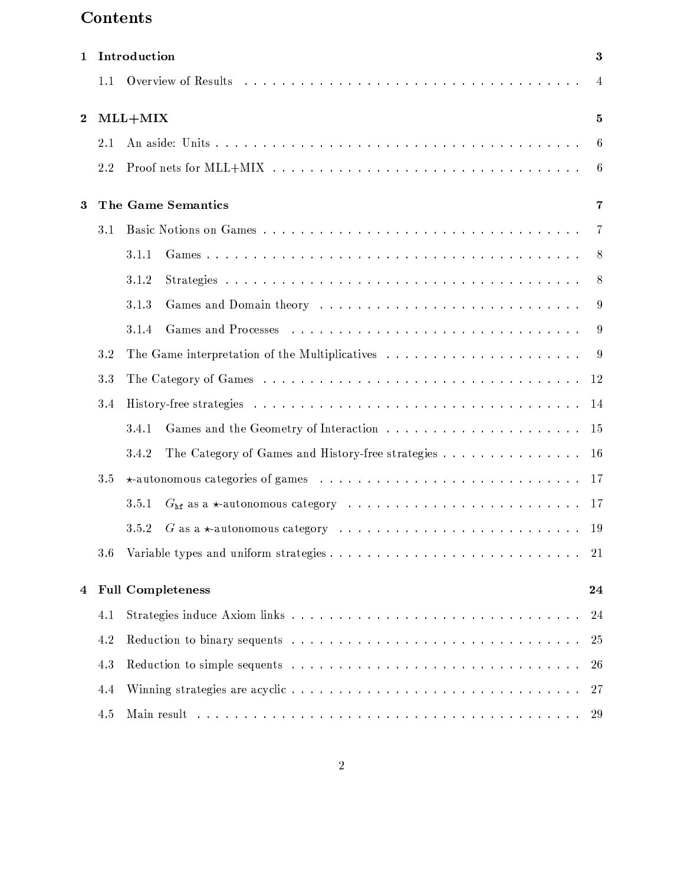# Contents

**1 Introduction** — 3

- 1.1 Overview of Results — 4

**2 MLL+MIX** — 5

- 2.1 An aside: Units — 6
- 2.2 Proof nets for MLL+MIX — 6

**3 The Game Semantics** — 7

- 3.1 Basic Notions on Games — 7
  - 3.1.1 Games — 8
  - 3.1.2 Strategies — 8
  - 3.1.3 Games and Domain theory — 9
  - 3.1.4 Games and Processes — 9
- 3.2 The Game interpretation of the Multiplicatives — 9
- 3.3 The Category of Games — 12
- 3.4 History-free strategies — 14
  - 3.4.1 Games and the Geometry of Interaction — 15
  - 3.4.2 The Category of Games and History-free strategies — 16
- 3.5 $\star$-autonomous categories of games — 17
  - 3.5.1 $G_{\mathtt{hf}}$ as a $\star$-autonomous category — 17
  - 3.5.2 $G$ as a $\star$-autonomous category — 19
- 3.6 Variable types and uniform strategies — 21

**4 Full Completeness** — 24

- 4.1 Strategies induce Axiom links — 24
- 4.2 Reduction to binary sequents — 25
- 4.3 Reduction to simple sequents — 26
- 4.4 Winning strategies are acyclic — 27
- 4.5 Main result — 29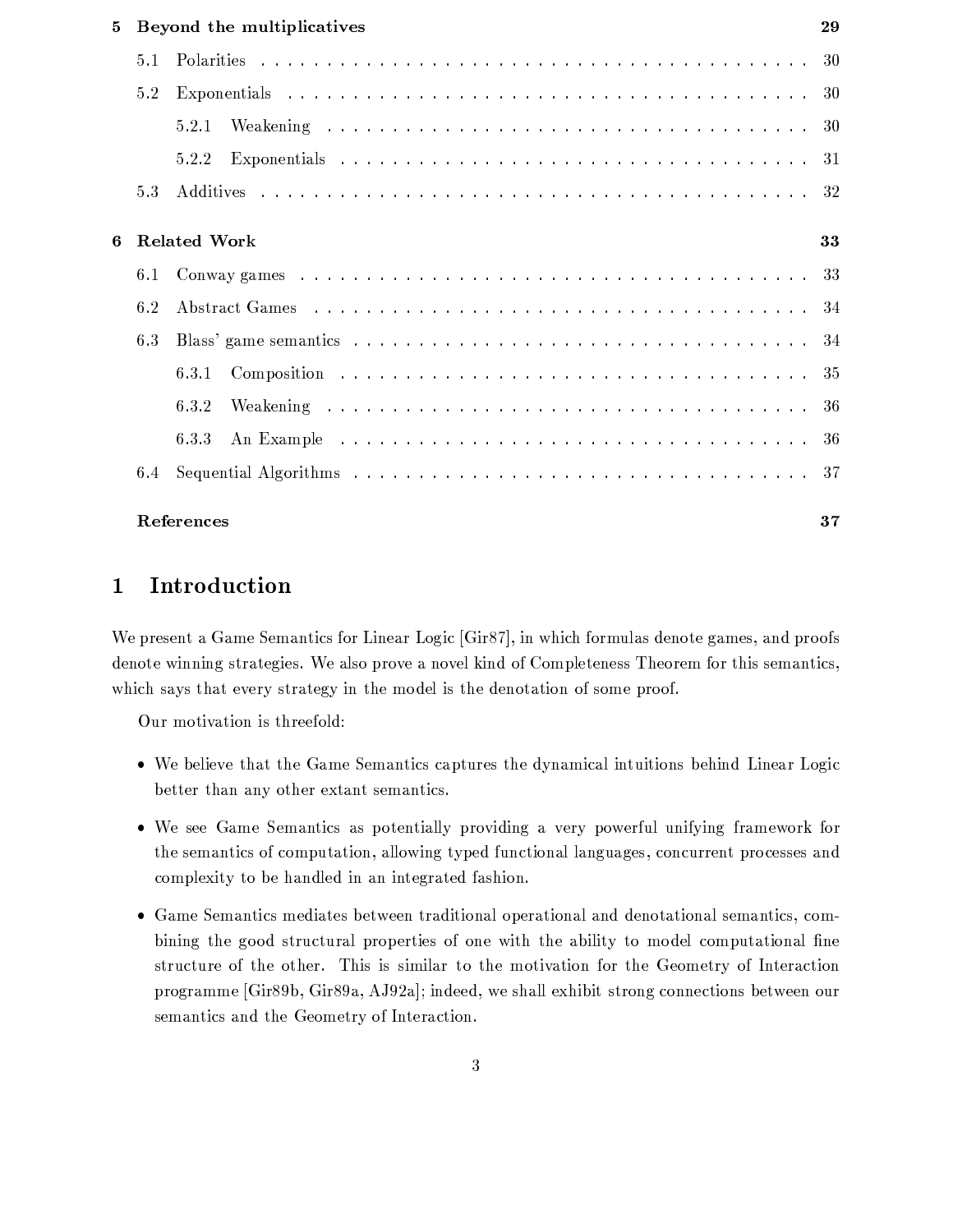| | | |
|---|---|---|
| **5** | **Beyond the multiplicatives** | **29** |
| 5.1 | Polarities | 30 |
| 5.2 | Exponentials | 30 |
| 5.2.1 | Weakening | 30 |
| 5.2.2 | Exponentials | 31 |
| 5.3 | Additives | 32 |
| **6** | **Related Work** | **33** |
| 6.1 | Conway games | 33 |
| 6.2 | Abstract Games | 34 |
| 6.3 | Blass' game semantics | 34 |
| 6.3.1 | Composition | 35 |
| 6.3.2 | Weakening | 36 |
| 6.3.3 | An Example | 36 |
| 6.4 | Sequential Algorithms | 37 |
| | **References** | **37** |

# 1 Introduction

We present a Game Semantics for Linear Logic [Gir87], in which formulas denote games, and proofs denote winning strategies. We also prove a novel kind of Completeness Theorem for this semantics, which says that every strategy in the model is the denotation of some proof.

Our motivation is threefold:

- We believe that the Game Semantics captures the dynamical intuitions behind Linear Logic better than any other extant semantics.
- We see Game Semantics as potentially providing a very powerful unifying framework for the semantics of computation, allowing typed functional languages, concurrent processes and complexity to be handled in an integrated fashion.
- Game Semantics mediates between traditional operational and denotational semantics, combining the good structural properties of one with the ability to model computational fine structure of the other. This is similar to the motivation for the Geometry of Interaction programme [Gir89b, Gir89a, AJ92a]; indeed, we shall exhibit strong connections between our semantics and the Geometry of Interaction.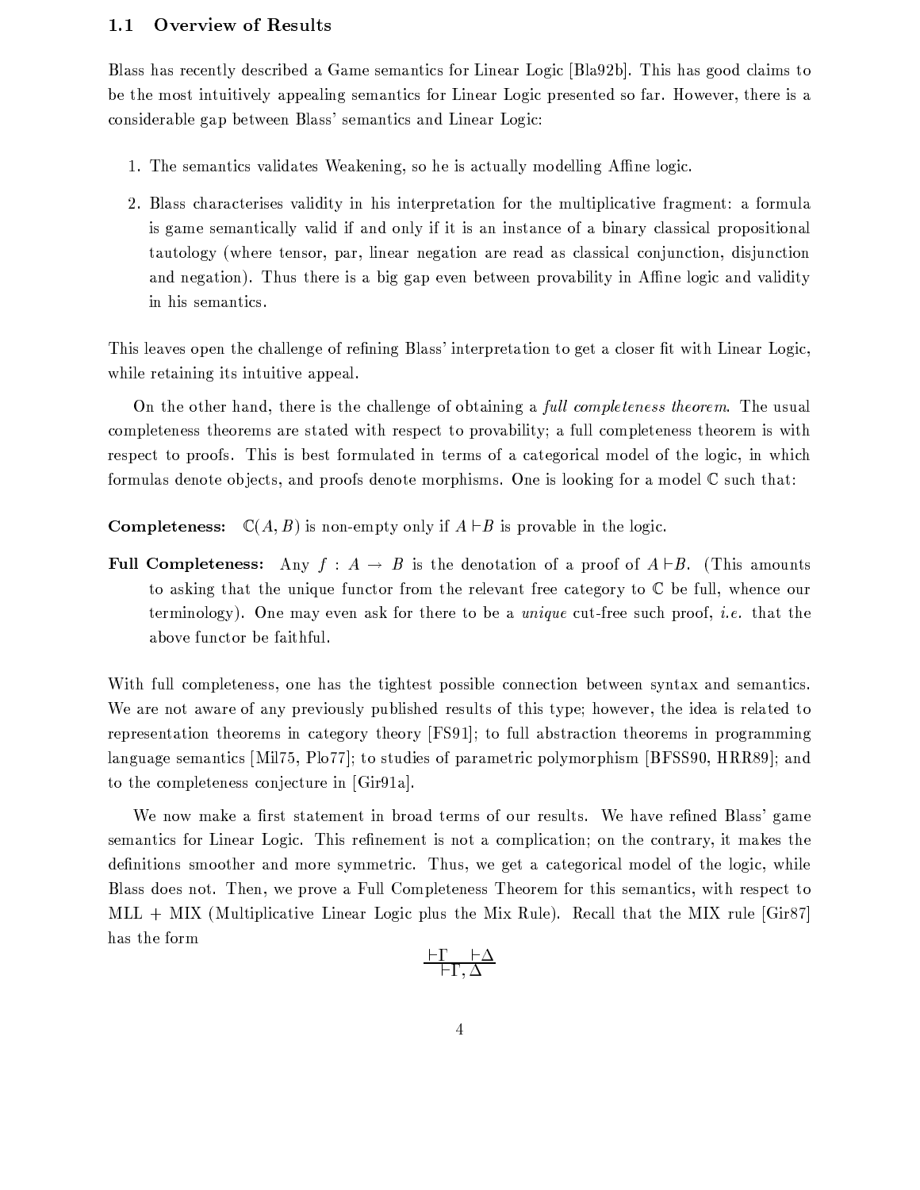### 1.1 Overview of Results

Blass has recently described a Game semantics for Linear Logic [Bla92b]. This has good claims to be the most intuitively appealing semantics for Linear Logic presented so far. However, there is a considerable gap between Blass' semantics and Linear Logic:

1. The semantics validates Weakening, so he is actually modelling Affine logic.
2. Blass characterises validity in his interpretation for the multiplicative fragment: a formula is game semantically valid if and only if it is an instance of a binary classical propositional tautology (where tensor, par, linear negation are read as classical conjunction, disjunction and negation). Thus there is a big gap even between provability in Affine logic and validity in his semantics.

This leaves open the challenge of refining Blass' interpretation to get a closer fit with Linear Logic, while retaining its intuitive appeal.

On the other hand, there is the challenge of obtaining a *full completeness theorem*. The usual completeness theorems are stated with respect to provability; a full completeness theorem is with respect to proofs. This is best formulated in terms of a categorical model of the logic, in which formulas denote objects, and proofs denote morphisms. One is looking for a model $\mathbb{C}$ such that:

**Completeness:** $\mathbb{C}(A, B)$ is non-empty only if $A \vdash B$ is provable in the logic.

**Full Completeness:** Any $f : A \to B$ is the denotation of a proof of $A \vdash B$. (This amounts to asking that the unique functor from the relevant free category to $\mathbb{C}$ be full, whence our terminology). One may even ask for there to be a *unique* cut-free such proof, *i.e.* that the above functor be faithful.

With full completeness, one has the tightest possible connection between syntax and semantics. We are not aware of any previously published results of this type; however, the idea is related to representation theorems in category theory [FS91]; to full abstraction theorems in programming language semantics [Mil75, Plo77]; to studies of parametric polymorphism [BFSS90, HRR89]; and to the completeness conjecture in [Gir91a].

We now make a first statement in broad terms of our results. We have refined Blass' game semantics for Linear Logic. This refinement is not a complication; on the contrary, it makes the definitions smoother and more symmetric. Thus, we get a categorical model of the logic, while Blass does not. Then, we prove a Full Completeness Theorem for this semantics, with respect to MLL + MIX (Multiplicative Linear Logic plus the Mix Rule). Recall that the MIX rule [Gir87] has the form

$$\frac{\vdash \Gamma \quad \vdash \Delta}{\vdash \Gamma, \Delta}$$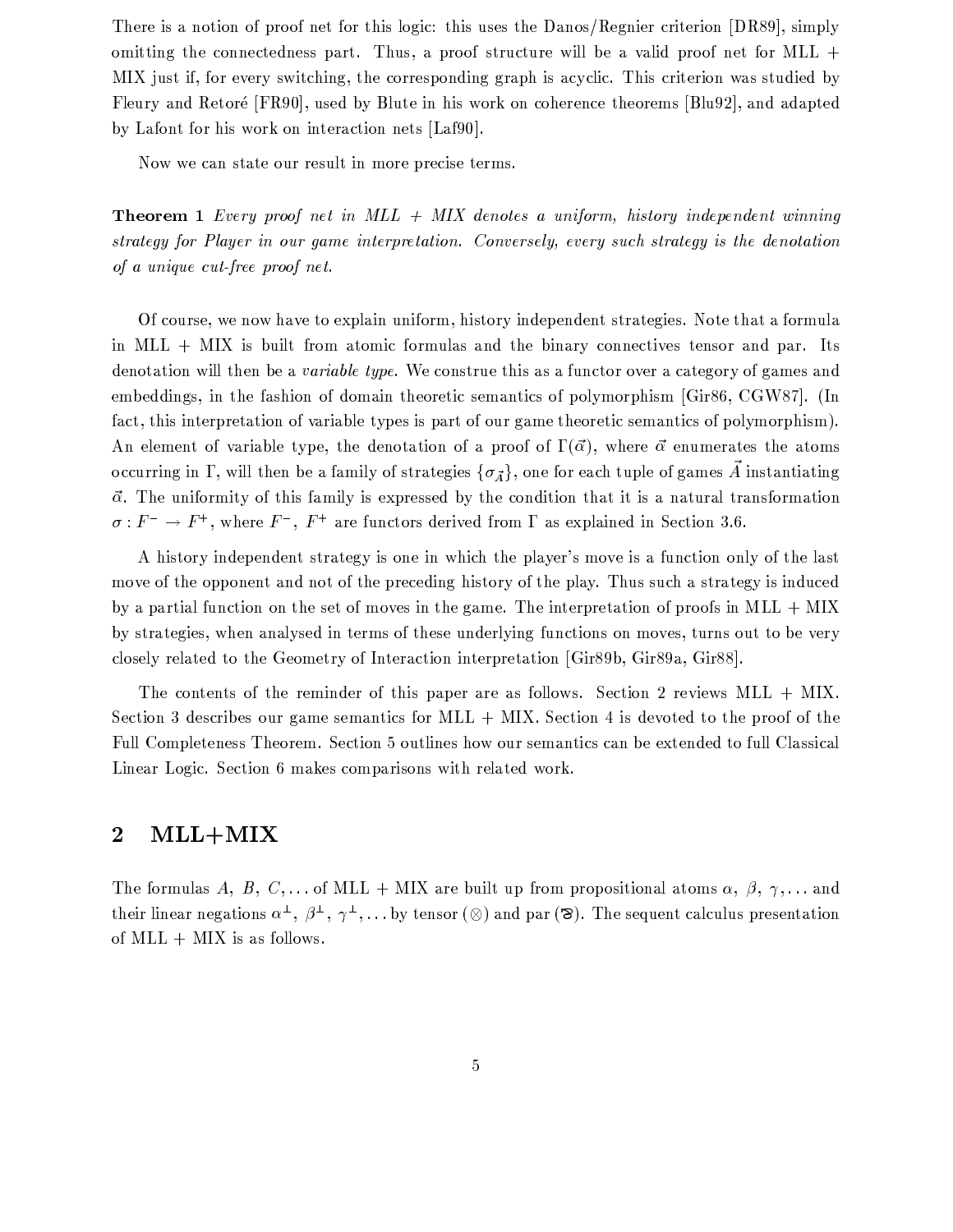There is a notion of proof net for this logic: this uses the Danos/Regnier criterion [DR89], simply omitting the connectedness part. Thus, a proof structure will be a valid proof net for MLL + MIX just if, for every switching, the corresponding graph is acyclic. This criterion was studied by Fleury and Retoré [FR90], used by Blute in his work on coherence theorems [Blu92], and adapted by Lafont for his work on interaction nets [Laf90].

Now we can state our result in more precise terms.

**Theorem 1** *Every proof net in MLL + MIX denotes a uniform, history independent winning strategy for Player in our game interpretation. Conversely, every such strategy is the denotation of a unique cut-free proof net.*

Of course, we now have to explain uniform, history independent strategies. Note that a formula in MLL + MIX is built from atomic formulas and the binary connectives tensor and par. Its denotation will then be a *variable type*. We construe this as a functor over a category of games and embeddings, in the fashion of domain theoretic semantics of polymorphism [Gir86, CGW87]. (In fact, this interpretation of variable types is part of our game theoretic semantics of polymorphism). An element of variable type, the denotation of a proof of $\Gamma(\vec{\alpha})$, where $\vec{\alpha}$ enumerates the atoms occurring in $\Gamma$, will then be a family of strategies $\{\sigma_{\vec{A}}\}$, one for each tuple of games $\vec{A}$ instantiating $\vec{\alpha}$. The uniformity of this family is expressed by the condition that it is a natural transformation $\sigma : F^- \rightarrow F^+$, where $F^-$, $F^+$ are functors derived from $\Gamma$ as explained in Section 3.6.

A history independent strategy is one in which the player's move is a function only of the last move of the opponent and not of the preceding history of the play. Thus such a strategy is induced by a partial function on the set of moves in the game. The interpretation of proofs in MLL + MIX by strategies, when analysed in terms of these underlying functions on moves, turns out to be very closely related to the Geometry of Interaction interpretation [Gir89b, Gir89a, Gir88].

The contents of the reminder of this paper are as follows. Section 2 reviews MLL + MIX. Section 3 describes our game semantics for MLL + MIX. Section 4 is devoted to the proof of the Full Completeness Theorem. Section 5 outlines how our semantics can be extended to full Classical Linear Logic. Section 6 makes comparisons with related work.

## 2 MLL+MIX

The formulas $A$, $B$, $C, \ldots$ of MLL + MIX are built up from propositional atoms $\alpha$, $\beta$, $\gamma, \ldots$ and their linear negations $\alpha^{\perp}$, $\beta^{\perp}$, $\gamma^{\perp}, \ldots$ by tensor ($\otimes$) and par ($\invamp$). The sequent calculus presentation of MLL + MIX is as follows.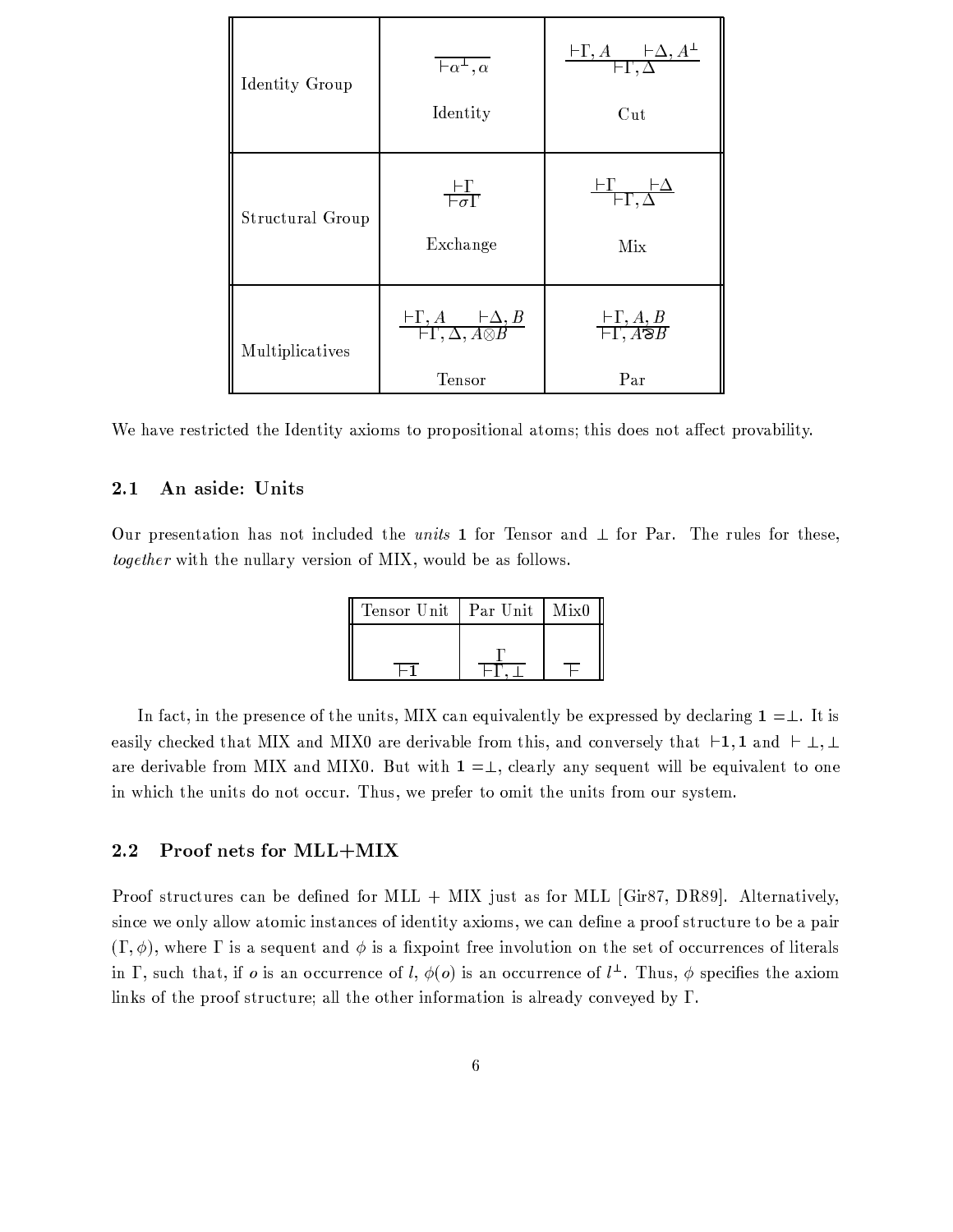| | | |
|---|---|---|
| Identity Group | $\dfrac{}{\vdash \alpha^\perp, \alpha}$ Identity | $\dfrac{\vdash \Gamma, A \quad \vdash \Delta, A^\perp}{\vdash \Gamma, \Delta}$ Cut |
| Structural Group | $\dfrac{\vdash \Gamma}{\vdash \sigma\Gamma}$ Exchange | $\dfrac{\vdash \Gamma \quad \vdash \Delta}{\vdash \Gamma, \Delta}$ Mix |
| Multiplicatives | $\dfrac{\vdash \Gamma, A \quad \vdash \Delta, B}{\vdash \Gamma, \Delta, A \otimes B}$ Tensor | $\dfrac{\vdash \Gamma, A, B}{\vdash \Gamma, A \parr B}$ Par |

We have restricted the Identity axioms to propositional atoms; this does not affect provability.

### 2.1 An aside: Units

Our presentation has not included the *units* $\mathbf{1}$ for Tensor and $\perp$ for Par. The rules for these, *together* with the nullary version of MIX, would be as follows.

| Tensor Unit | Par Unit | Mix0 |
|---|---|---|
| $\dfrac{}{\vdash \mathbf{1}}$ | $\dfrac{\Gamma}{\vdash \Gamma, \perp}$ | $\dfrac{}{\vdash}$ |

In fact, in the presence of the units, MIX can equivalently be expressed by declaring $\mathbf{1} = \perp$. It is easily checked that MIX and MIX0 are derivable from this, and conversely that $\vdash \mathbf{1}, \mathbf{1}$ and $\vdash \perp, \perp$ are derivable from MIX and MIX0. But with $\mathbf{1} = \perp$, clearly any sequent will be equivalent to one in which the units do not occur. Thus, we prefer to omit the units from our system.

### 2.2 Proof nets for MLL+MIX

Proof structures can be defined for MLL + MIX just as for MLL [Gir87, DR89]. Alternatively, since we only allow atomic instances of identity axioms, we can define a proof structure to be a pair $(\Gamma, \phi)$, where $\Gamma$ is a sequent and $\phi$ is a fixpoint free involution on the set of occurrences of literals in $\Gamma$, such that, if $o$ is an occurrence of $l$, $\phi(o)$ is an occurrence of $l^\perp$. Thus, $\phi$ specifies the axiom links of the proof structure; all the other information is already conveyed by $\Gamma$.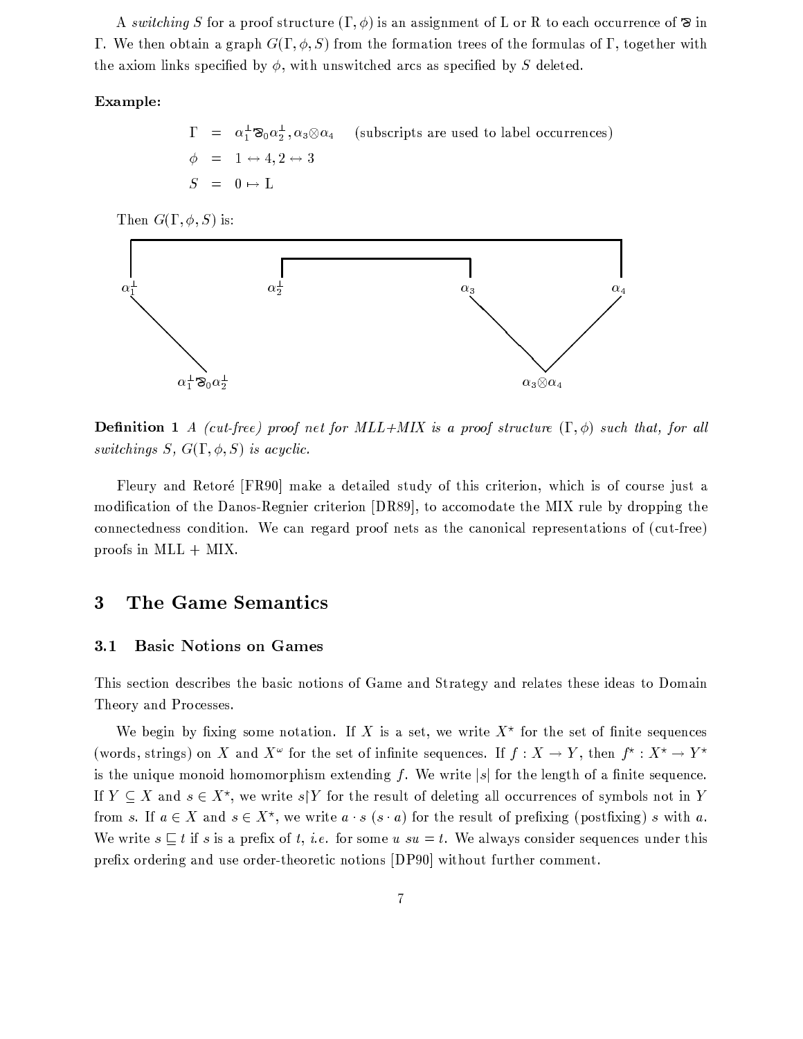A *switching* $S$ for a proof structure $(\Gamma, \phi)$ is an assignment of L or R to each occurrence of $\parr$ in $\Gamma$. We then obtain a graph $G(\Gamma, \phi, S)$ from the formation trees of the formulas of $\Gamma$, together with the axiom links specified by $\phi$, with unswitched arcs as specified by $S$ deleted.

**Example:**

$$
\begin{aligned}
\Gamma &= \alpha_1^\perp \parr_0 \alpha_2^\perp, \alpha_3 \otimes \alpha_4 \quad \text{(subscripts are used to label occurrences)} \\
\phi &= 1 \leftrightarrow 4, 2 \leftrightarrow 3 \\
S &= 0 \mapsto \mathrm{L}
\end{aligned}
$$

Then $G(\Gamma, \phi, S)$ is:

$\alpha_1^\perp$ $\alpha_2^\perp$ $\alpha_3$ $\alpha_4$

$\alpha_1^\perp \parr_0 \alpha_2^\perp$ $\alpha_3 \otimes \alpha_4$

**Definition 1** *A (cut-free) proof net for MLL+MIX is a proof structure* $(\Gamma, \phi)$ *such that, for all switchings* $S$, $G(\Gamma, \phi, S)$ *is acyclic.*

Fleury and Retoré [FR90] make a detailed study of this criterion, which is of course just a modification of the Danos-Regnier criterion [DR89], to accomodate the MIX rule by dropping the connectedness condition. We can regard proof nets as the canonical representations of (cut-free) proofs in MLL + MIX.

# 3 The Game Semantics

## 3.1 Basic Notions on Games

This section describes the basic notions of Game and Strategy and relates these ideas to Domain Theory and Processes.

We begin by fixing some notation. If $X$ is a set, we write $X^\star$ for the set of finite sequences (words, strings) on $X$ and $X^\omega$ for the set of infinite sequences. If $f : X \to Y$, then $f^\star : X^\star \to Y^\star$ is the unique monoid homomorphism extending $f$. We write $|s|$ for the length of a finite sequence. If $Y \subseteq X$ and $s \in X^\star$, we write $s \lceil Y$ for the result of deleting all occurrences of symbols not in $Y$ from $s$. If $a \in X$ and $s \in X^\star$, we write $a \cdot s$ ($s \cdot a$) for the result of prefixing (postfixing) $s$ with $a$. We write $s \sqsubseteq t$ if $s$ is a prefix of $t$, *i.e.* for some $u$ $su = t$. We always consider sequences under this prefix ordering and use order-theoretic notions [DP90] without further comment.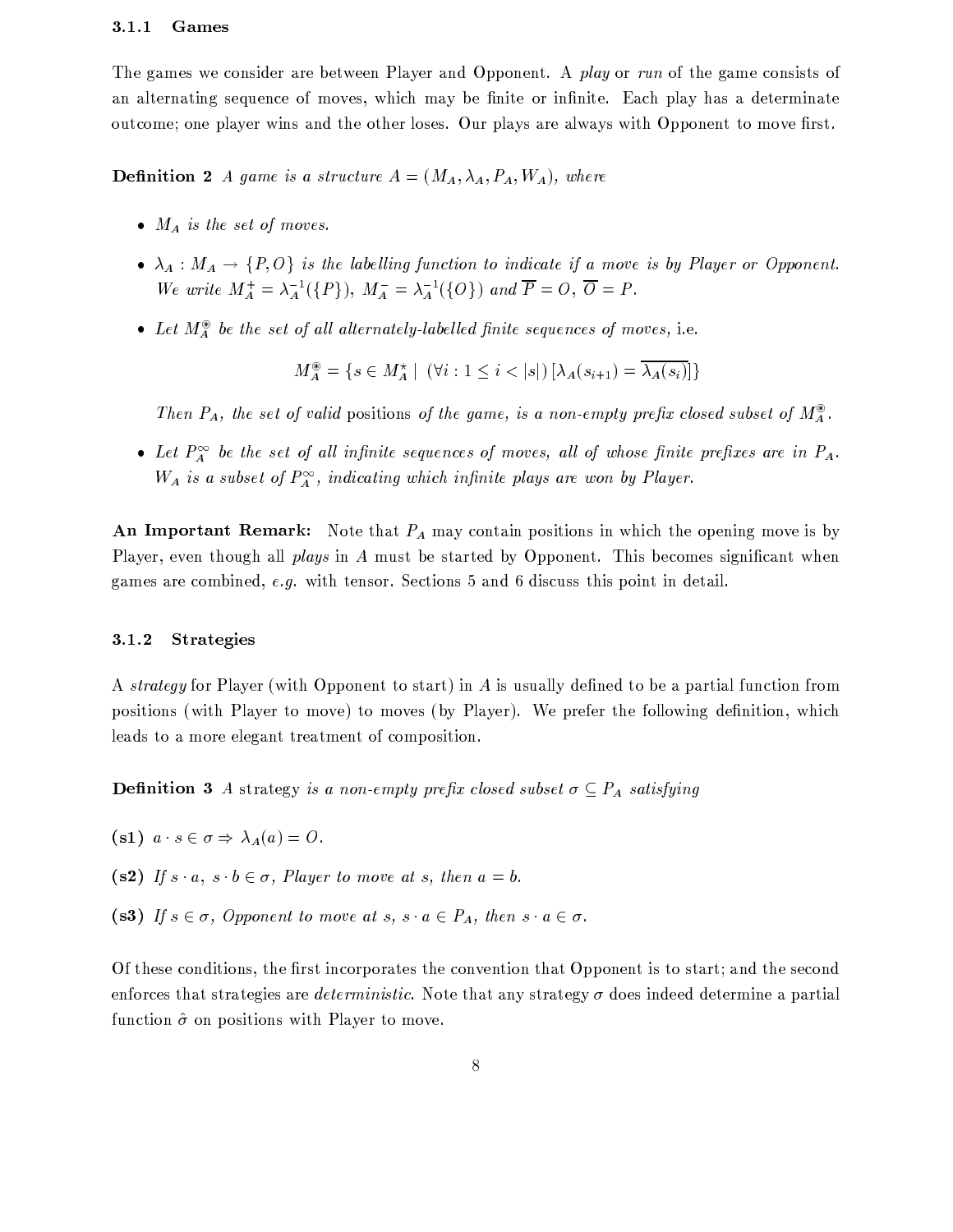### 3.1.1 Games

The games we consider are between Player and Opponent. A *play* or *run* of the game consists of an alternating sequence of moves, which may be finite or infinite. Each play has a determinate outcome; one player wins and the other loses. Our plays are always with Opponent to move first.

**Definition 2** *A game is a structure $A = (M_A, \lambda_A, P_A, W_A)$, where*

- *$M_A$ is the set of moves.*
- *$\lambda_A : M_A \to \{P, O\}$ is the labelling function to indicate if a move is by Player or Opponent. We write $M_A^+ = \lambda_A^{-1}(\{P\})$, $M_A^- = \lambda_A^{-1}(\{O\})$ and $\overline{P} = O$, $\overline{O} = P$.*
- *Let $M_A^{\circledast}$ be the set of all alternately-labelled finite sequences of moves,* i.e.

$$M_A^{\circledast} = \{s \in M_A^{\star} \mid (\forall i : 1 \leq i < |s|) \, [\lambda_A(s_{i+1}) = \overline{\lambda_A(s_i)}]\}$$

*Then $P_A$, the set of valid* positions *of the game, is a non-empty prefix closed subset of $M_A^{\circledast}$.*

- *Let $P_A^{\infty}$ be the set of all infinite sequences of moves, all of whose finite prefixes are in $P_A$. $W_A$ is a subset of $P_A^{\infty}$, indicating which infinite plays are won by Player.*

**An Important Remark:** Note that $P_A$ may contain positions in which the opening move is by Player, even though all *plays* in $A$ must be started by Opponent. This becomes significant when games are combined, *e.g.* with tensor. Sections 5 and 6 discuss this point in detail.

### 3.1.2 Strategies

A *strategy* for Player (with Opponent to start) in $A$ is usually defined to be a partial function from positions (with Player to move) to moves (by Player). We prefer the following definition, which leads to a more elegant treatment of composition.

**Definition 3** *A* strategy *is a non-empty prefix closed subset $\sigma \subseteq P_A$ satisfying*

**(s1)** *$a \cdot s \in \sigma \Rightarrow \lambda_A(a) = O$.*

**(s2)** *If $s \cdot a$, $s \cdot b \in \sigma$, Player to move at $s$, then $a = b$.*

**(s3)** *If $s \in \sigma$, Opponent to move at $s$, $s \cdot a \in P_A$, then $s \cdot a \in \sigma$.*

Of these conditions, the first incorporates the convention that Opponent is to start; and the second enforces that strategies are *deterministic*. Note that any strategy $\sigma$ does indeed determine a partial function $\hat{\sigma}$ on positions with Player to move.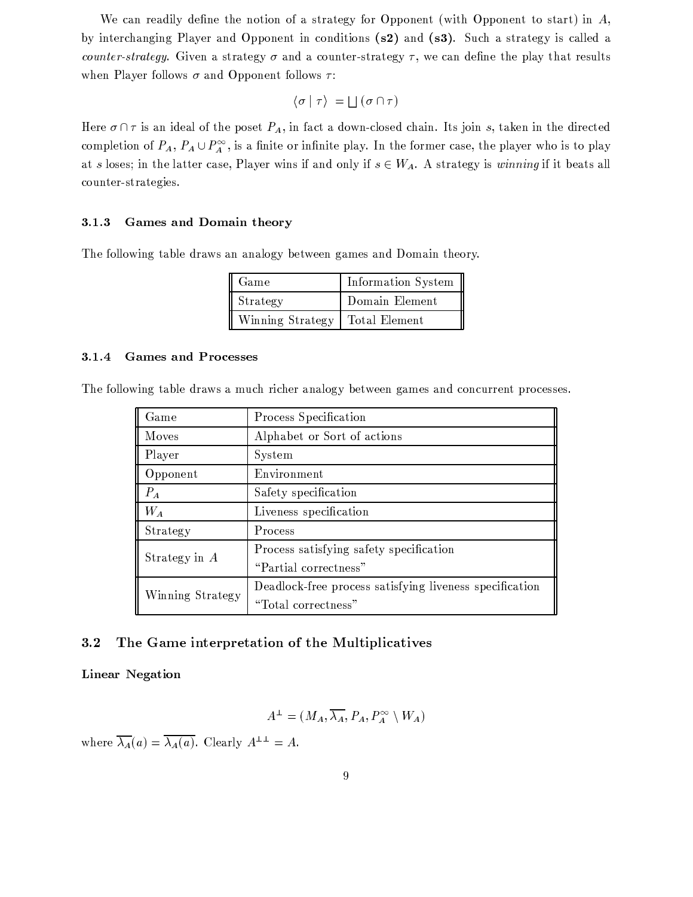We can readily define the notion of a strategy for Opponent (with Opponent to start) in $A$, by interchanging Player and Opponent in conditions **(s2)** and **(s3)**. Such a strategy is called a *counter-strategy*. Given a strategy $\sigma$ and a counter-strategy $\tau$, we can define the play that results when Player follows $\sigma$ and Opponent follows $\tau$:

$$\langle \sigma \mid \tau \rangle \; = \bigsqcup (\sigma \cap \tau)$$

Here $\sigma \cap \tau$ is an ideal of the poset $P_A$, in fact a down-closed chain. Its join $s$, taken in the directed completion of $P_A$, $P_A \cup P_A^{\infty}$, is a finite or infinite play. In the former case, the player who is to play at $s$ loses; in the latter case, Player wins if and only if $s \in W_A$. A strategy is *winning* if it beats all counter-strategies.

### 3.1.3 Games and Domain theory

The following table draws an analogy between games and Domain theory.

| Game | Information System |
|---|---|
| Strategy | Domain Element |
| Winning Strategy | Total Element |

### 3.1.4 Games and Processes

The following table draws a much richer analogy between games and concurrent processes.

| Game | Process Specification |
|---|---|
| Moves | Alphabet or Sort of actions |
| Player | System |
| Opponent | Environment |
| $P_A$ | Safety specification |
| $W_A$ | Liveness specification |
| Strategy | Process |
| Strategy in $A$ | Process satisfying safety specification "Partial correctness" |
| Winning Strategy | Deadlock-free process satisfying liveness specification "Total correctness" |

## 3.2 The Game interpretation of the Multiplicatives

**Linear Negation**

$$A^{\perp} = (M_A, \overline{\lambda_A}, P_A, P_A^{\infty} \setminus W_A)$$

where $\overline{\lambda_A}(a) = \overline{\lambda_A(a)}$. Clearly $A^{\perp\perp} = A$.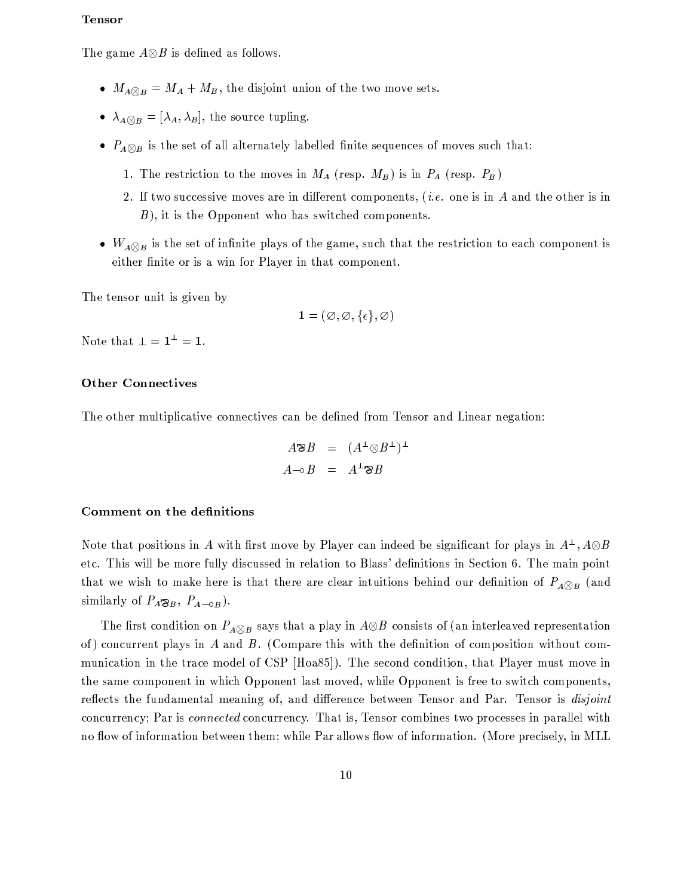### Tensor

The game $A \otimes B$ is defined as follows.

- $M_{A \otimes B} = M_A + M_B$, the disjoint union of the two move sets.
- $\lambda_{A \otimes B} = [\lambda_A, \lambda_B]$, the source tupling.
- $P_{A \otimes B}$ is the set of all alternately labelled finite sequences of moves such that:
  1. The restriction to the moves in $M_A$ (resp. $M_B$) is in $P_A$ (resp. $P_B$)
  2. If two successive moves are in different components, (*i.e.* one is in $A$ and the other is in $B$), it is the Opponent who has switched components.
- $W_{A \otimes B}$ is the set of infinite plays of the game, such that the restriction to each component is either finite or is a win for Player in that component.

The tensor unit is given by

$$\mathbf{1} = (\varnothing, \varnothing, \{\epsilon\}, \varnothing)$$

Note that $\bot = \mathbf{1}^\bot = \mathbf{1}$.

### Other Connectives

The other multiplicative connectives can be defined from Tensor and Linear negation:

$$\begin{aligned} A \parr B &= (A^\bot \otimes B^\bot)^\bot \\ A \multimap B &= A^\bot \parr B \end{aligned}$$

### Comment on the definitions

Note that positions in $A$ with first move by Player can indeed be significant for plays in $A^\bot, A \otimes B$ etc. This will be more fully discussed in relation to Blass' definitions in Section 6. The main point that we wish to make here is that there are clear intuitions behind our definition of $P_{A \otimes B}$ (and similarly of $P_{A \parr B}$, $P_{A \multimap B}$).

The first condition on $P_{A \otimes B}$ says that a play in $A \otimes B$ consists of (an interleaved representation of) concurrent plays in $A$ and $B$. (Compare this with the definition of composition without communication in the trace model of CSP [Hoa85]). The second condition, that Player must move in the same component in which Opponent last moved, while Opponent is free to switch components, reflects the fundamental meaning of, and difference between Tensor and Par. Tensor is *disjoint* concurrency; Par is *connected* concurrency. That is, Tensor combines two processes in parallel with no flow of information between them; while Par allows flow of information. (More precisely, in MLL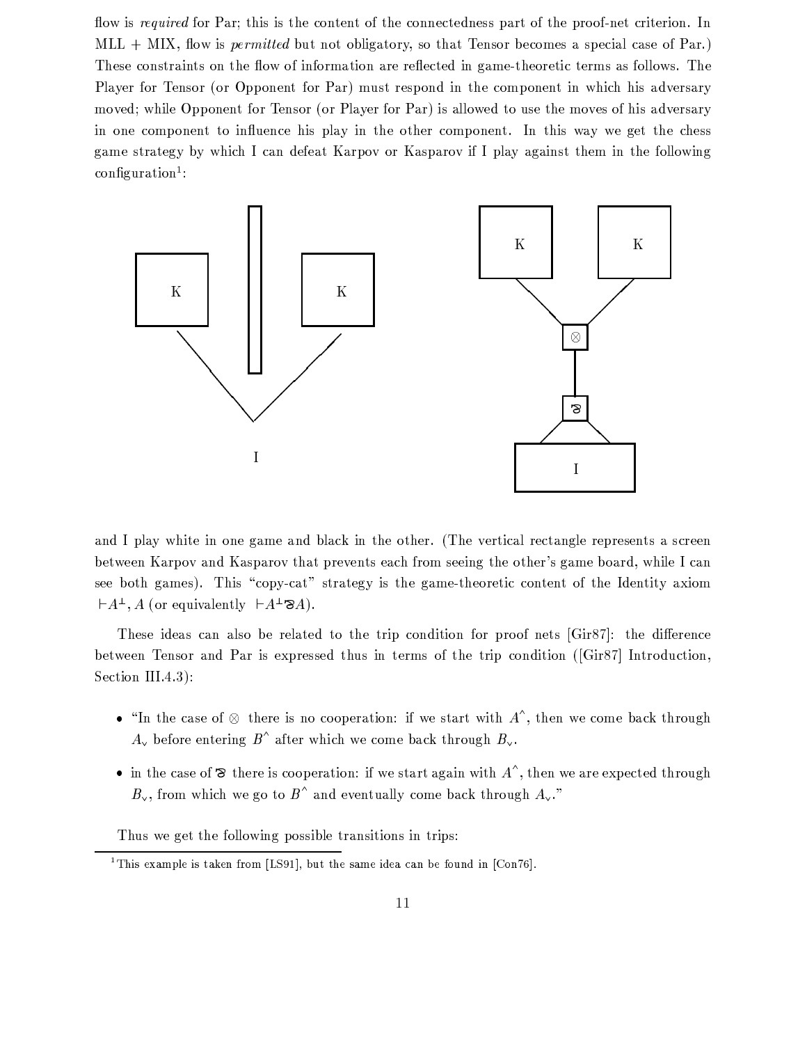flow is *required* for Par; this is the content of the connectedness part of the proof-net criterion. In MLL + MIX, flow is *permitted* but not obligatory, so that Tensor becomes a special case of Par.) These constraints on the flow of information are reflected in game-theoretic terms as follows. The Player for Tensor (or Opponent for Par) must respond in the component in which his adversary moved; while Opponent for Tensor (or Player for Par) is allowed to use the moves of his adversary in one component to influence his play in the other component. In this way we get the chess game strategy by which I can defeat Karpov or Kasparov if I play against them in the following configuration[1]:

and I play white in one game and black in the other. (The vertical rectangle represents a screen between Karpov and Kasparov that prevents each from seeing the other's game board, while I can see both games). This "copy-cat" strategy is the game-theoretic content of the Identity axiom $\vdash A^{\perp}, A$ (or equivalently $\vdash A^{\perp} \invamp A$).

These ideas can also be related to the trip condition for proof nets [Gir87]: the difference between Tensor and Par is expressed thus in terms of the trip condition ([Gir87] Introduction, Section III.4.3):

- "In the case of $\otimes$ there is no cooperation: if we start with $A^{\wedge}$, then we come back through $A_{\vee}$ before entering $B^{\wedge}$ after which we come back through $B_{\vee}$.
- in the case of $\invamp$ there is cooperation: if we start again with $A^{\wedge}$, then we are expected through $B_{\vee}$, from which we go to $B^{\wedge}$ and eventually come back through $A_{\vee}$."

Thus we get the following possible transitions in trips:

[1] This example is taken from [LS91], but the same idea can be found in [Con76].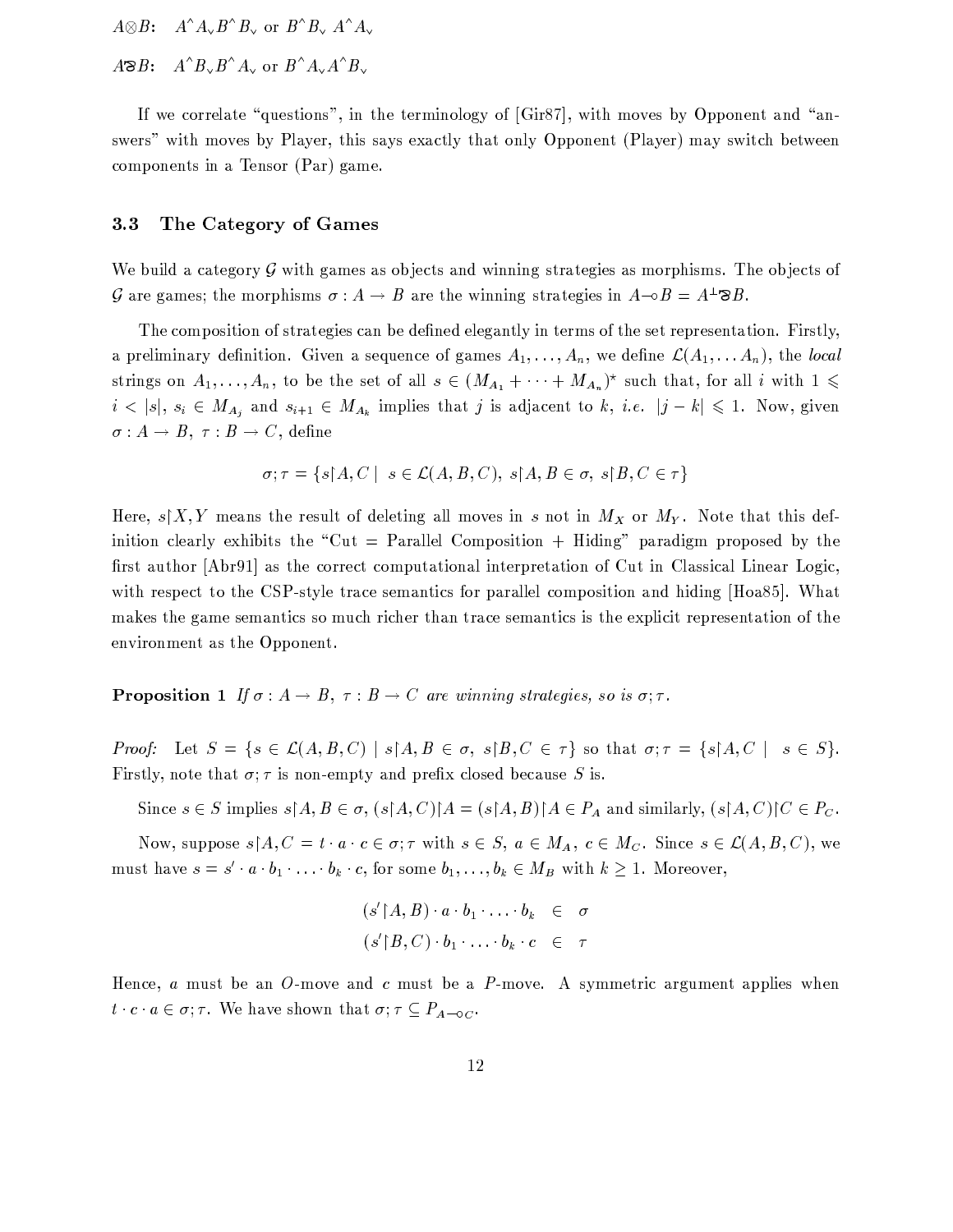$A \otimes B$: $\quad A^\wedge A_\vee B^\wedge B_\vee$ or $B^\wedge B_\vee\ A^\wedge A_\vee$

$A ⅋ B$: $\quad A^\wedge B_\vee B^\wedge A_\vee$ or $B^\wedge A_\vee A^\wedge B_\vee$

If we correlate "questions", in the terminology of [Gir87], with moves by Opponent and "answers" with moves by Player, this says exactly that only Opponent (Player) may switch between components in a Tensor (Par) game.

### 3.3 The Category of Games

We build a category $\mathcal{G}$ with games as objects and winning strategies as morphisms. The objects of $\mathcal{G}$ are games; the morphisms $\sigma : A \to B$ are the winning strategies in $A \multimap B = A^\perp ⅋ B$.

The composition of strategies can be defined elegantly in terms of the set representation. Firstly, a preliminary definition. Given a sequence of games $A_1, \ldots, A_n$, we define $\mathcal{L}(A_1, \ldots A_n)$, the *local* strings on $A_1, \ldots, A_n$, to be the set of all $s \in (M_{A_1} + \cdots + M_{A_n})^\star$ such that, for all $i$ with $1 \leqslant i < |s|$, $s_i \in M_{A_j}$ and $s_{i+1} \in M_{A_k}$ implies that $j$ is adjacent to $k$, *i.e.* $|j - k| \leqslant 1$. Now, given $\sigma : A \to B,\ \tau : B \to C$, define

$$\sigma ; \tau = \{ s{\restriction}A, C \mid \ s \in \mathcal{L}(A, B, C),\ s{\restriction}A, B \in \sigma,\ s{\restriction}B, C \in \tau \}$$

Here, $s{\restriction}X, Y$ means the result of deleting all moves in $s$ not in $M_X$ or $M_Y$. Note that this definition clearly exhibits the "Cut = Parallel Composition + Hiding" paradigm proposed by the first author [Abr91] as the correct computational interpretation of Cut in Classical Linear Logic, with respect to the CSP-style trace semantics for parallel composition and hiding [Hoa85]. What makes the game semantics so much richer than trace semantics is the explicit representation of the environment as the Opponent.

**Proposition 1** *If $\sigma : A \to B,\ \tau : B \to C$ are winning strategies, so is $\sigma ; \tau$.*

*Proof:* Let $S = \{ s \in \mathcal{L}(A, B, C) \mid s{\restriction}A, B \in \sigma,\ s{\restriction}B, C \in \tau \}$ so that $\sigma ; \tau = \{ s{\restriction}A, C \mid \ s \in S \}$. Firstly, note that $\sigma ; \tau$ is non-empty and prefix closed because $S$ is.

Since $s \in S$ implies $s{\restriction}A, B \in \sigma$, $(s{\restriction}A, C){\restriction}A = (s{\restriction}A, B){\restriction}A \in P_A$ and similarly, $(s{\restriction}A, C){\restriction}C \in P_C$.

Now, suppose $s{\restriction}A, C = t \cdot a \cdot c \in \sigma ; \tau$ with $s \in S$, $a \in M_A$, $c \in M_C$. Since $s \in \mathcal{L}(A, B, C)$, we must have $s = s' \cdot a \cdot b_1 \cdot \ldots \cdot b_k \cdot c$, for some $b_1, \ldots, b_k \in M_B$ with $k \geq 1$. Moreover,

$$\begin{array}{rcl} (s'{\restriction}A, B) \cdot a \cdot b_1 \cdot \ldots \cdot b_k & \in & \sigma \\ (s'{\restriction}B, C) \cdot b_1 \cdot \ldots \cdot b_k \cdot c & \in & \tau \end{array}$$

Hence, $a$ must be an $O$-move and $c$ must be a $P$-move. A symmetric argument applies when $t \cdot c \cdot a \in \sigma ; \tau$. We have shown that $\sigma ; \tau \subseteq P_{A \multimap C}$.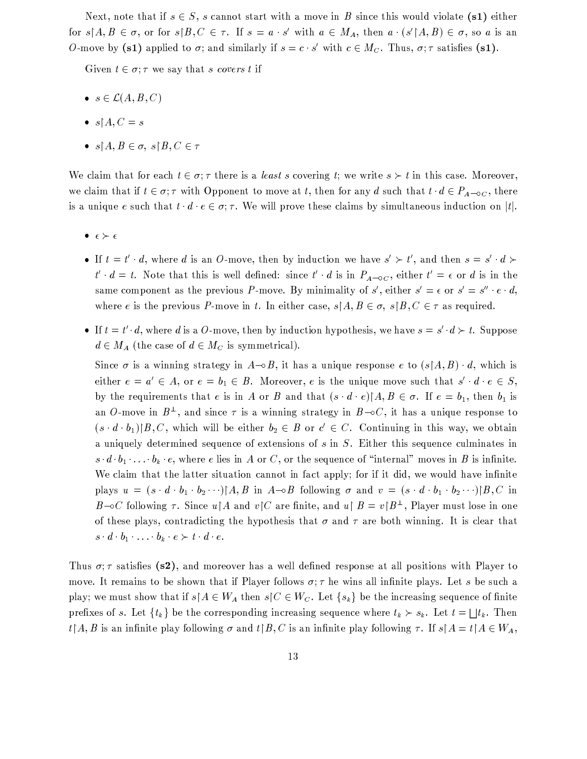Next, note that if $s \in S$, $s$ cannot start with a move in $B$ since this would violate **(s1)** either for $s{\restriction}A, B \in \sigma$, or for $s{\restriction}B, C \in \tau$. If $s = a \cdot s'$ with $a \in M_A$, then $a \cdot (s'{\restriction}A, B) \in \sigma$, so $a$ is an $O$-move by **(s1)** applied to $\sigma$; and similarly if $s = c \cdot s'$ with $c \in M_C$. Thus, $\sigma;\tau$ satisfies **(s1)**.

Given $t \in \sigma;\tau$ we say that $s$ *covers* $t$ if

- $s \in \mathcal{L}(A, B, C)$
- $s{\restriction}A, C = s$
- $s{\restriction}A, B \in \sigma,\ s{\restriction}B, C \in \tau$

We claim that for each $t \in \sigma;\tau$ there is a *least* $s$ covering $t$; we write $s \succ t$ in this case. Moreover, we claim that if $t \in \sigma;\tau$ with Opponent to move at $t$, then for any $d$ such that $t \cdot d \in P_{A \multimap C}$, there is a unique $e$ such that $t \cdot d \cdot e \in \sigma;\tau$. We will prove these claims by simultaneous induction on $|t|$.

- $\epsilon \succ \epsilon$
- If $t = t' \cdot d$, where $d$ is an $O$-move, then by induction we have $s' \succ t'$, and then $s = s' \cdot d \succ t' \cdot d = t$. Note that this is well defined: since $t' \cdot d$ is in $P_{A \multimap C}$, either $t' = \epsilon$ or $d$ is in the same component as the previous $P$-move. By minimality of $s'$, either $s' = \epsilon$ or $s' = s'' \cdot e \cdot d$, where $e$ is the previous $P$-move in $t$. In either case, $s{\restriction}A, B \in \sigma$, $s{\restriction}B, C \in \tau$ as required.
- If $t = t' \cdot d$, where $d$ is a $O$-move, then by induction hypothesis, we have $s = s' \cdot d \succ t$. Suppose $d \in M_A$ (the case of $d \in M_C$ is symmetrical).

  Since $\sigma$ is a winning strategy in $A \multimap B$, it has a unique response $e$ to $(s{\restriction}A, B) \cdot d$, which is either $e = a' \in A$, or $e = b_1 \in B$. Moreover, $e$ is the unique move such that $s' \cdot d \cdot e \in S$, by the requirements that $e$ is in $A$ or $B$ and that $(s \cdot d \cdot e){\restriction}A, B \in \sigma$. If $e = b_1$, then $b_1$ is an $O$-move in $B^{\perp}$, and since $\tau$ is a winning strategy in $B \multimap C$, it has a unique response to $(s \cdot d \cdot b_1){\restriction}B, C$, which will be either $b_2 \in B$ or $c' \in C$. Continuing in this way, we obtain a uniquely determined sequence of extensions of $s$ in $S$. Either this sequence culminates in $s \cdot d \cdot b_1 \cdot \ldots \cdot b_k \cdot e$, where $e$ lies in $A$ or $C$, or the sequence of "internal" moves in $B$ is infinite. We claim that the latter situation cannot in fact apply; for if it did, we would have infinite plays $u = (s \cdot d \cdot b_1 \cdot b_2 \cdots){\restriction}A, B$ in $A \multimap B$ following $\sigma$ and $v = (s \cdot d \cdot b_1 \cdot b_2 \cdots){\restriction}B, C$ in $B \multimap C$ following $\tau$. Since $u{\restriction}A$ and $v{\restriction}C$ are finite, and $u{\restriction}B = v{\restriction}B^{\perp}$, Player must lose in one of these plays, contradicting the hypothesis that $\sigma$ and $\tau$ are both winning. It is clear that $s \cdot d \cdot b_1 \cdot \ldots \cdot b_k \cdot e \succ t \cdot d \cdot e$.

Thus $\sigma;\tau$ satisfies **(s2)**, and moreover has a well defined response at all positions with Player to move. It remains to be shown that if Player follows $\sigma;\tau$ he wins all infinite plays. Let $s$ be such a play; we must show that if $s{\restriction}A \in W_A$ then $s{\restriction}C \in W_C$. Let $\{s_k\}$ be the increasing sequence of finite prefixes of $s$. Let $\{t_k\}$ be the corresponding increasing sequence where $t_k \succ s_k$. Let $t = \bigsqcup t_k$. Then $t{\restriction}A, B$ is an infinite play following $\sigma$ and $t{\restriction}B, C$ is an infinite play following $\tau$. If $s{\restriction}A = t{\restriction}A \in W_A$,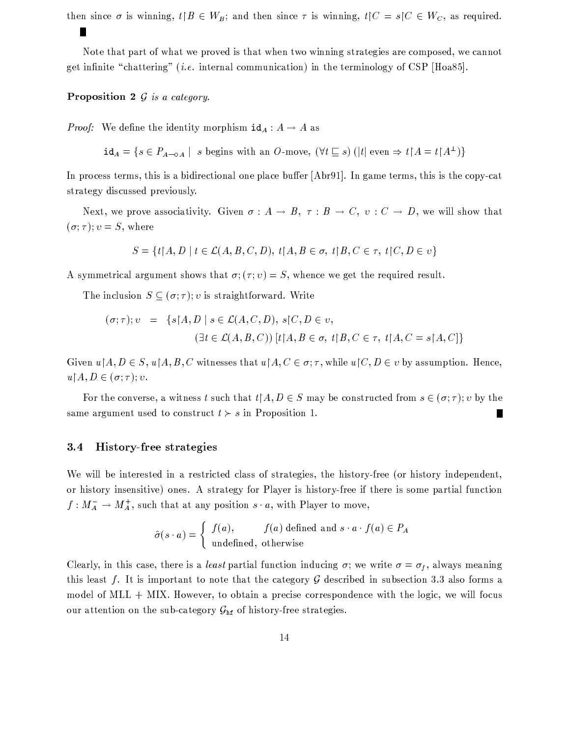then since $\sigma$ is winning, $t \upharpoonright B \in W_B$; and then since $\tau$ is winning, $t \upharpoonright C = s \upharpoonright C \in W_C$, as required. ∎

Note that part of what we proved is that when two winning strategies are composed, we cannot get infinite "chattering" (*i.e.* internal communication) in the terminology of CSP [Hoa85].

**Proposition 2** *$\mathcal{G}$ is a category.*

*Proof:* We define the identity morphism $\mathtt{id}_A : A \rightarrow A$ as

$$\mathtt{id}_A = \{s \in P_{A \multimap A} \mid \ s \text{ begins with an } O\text{-move}, \ (\forall t \sqsubseteq s)\ (|t| \text{ even} \Rightarrow t \upharpoonright A = t \upharpoonright A^{\perp})\}$$

In process terms, this is a bidirectional one place buffer [Abr91]. In game terms, this is the copy-cat strategy discussed previously.

Next, we prove associativity. Given $\sigma : A \rightarrow B$, $\tau : B \rightarrow C$, $\upsilon : C \rightarrow D$, we will show that $(\sigma; \tau); \upsilon = S$, where

$$S = \{t \upharpoonright A, D \mid t \in \mathcal{L}(A, B, C, D),\ t \upharpoonright A, B \in \sigma,\ t \upharpoonright B, C \in \tau,\ t \upharpoonright C, D \in \upsilon\}$$

A symmetrical argument shows that $\sigma; (\tau; \upsilon) = S$, whence we get the required result.

The inclusion $S \subseteq (\sigma; \tau); \upsilon$ is straightforward. Write

$$\begin{aligned}(\sigma; \tau); \upsilon \ &= \ \{s \upharpoonright A, D \mid s \in \mathcal{L}(A, C, D),\ s \upharpoonright C, D \in \upsilon, \\ &\qquad (\exists t \in \mathcal{L}(A, B, C))\ [t \upharpoonright A, B \in \sigma,\ t \upharpoonright B, C \in \tau,\ t \upharpoonright A, C = s \upharpoonright A, C]\}\end{aligned}$$

Given $u \upharpoonright A, D \in S$, $u \upharpoonright A, B, C$ witnesses that $u \upharpoonright A, C \in \sigma; \tau$, while $u \upharpoonright C, D \in \upsilon$ by assumption. Hence, $u \upharpoonright A, D \in (\sigma; \tau); \upsilon$.

For the converse, a witness $t$ such that $t \upharpoonright A, D \in S$ may be constructed from $s \in (\sigma; \tau); \upsilon$ by the same argument used to construct $t \succ s$ in Proposition 1. ∎

### 3.4 History-free strategies

We will be interested in a restricted class of strategies, the history-free (or history independent, or history insensitive) ones. A strategy for Player is history-free if there is some partial function $f : M_A^- \rightarrow M_A^+$, such that at any position $s \cdot a$, with Player to move,

$$\hat{\sigma}(s \cdot a) = \begin{cases} f(a), & f(a) \text{ defined and } s \cdot a \cdot f(a) \in P_A \\ \text{undefined}, & \text{otherwise} \end{cases}$$

Clearly, in this case, there is a *least* partial function inducing $\sigma$; we write $\sigma = \sigma_f$, always meaning this least $f$. It is important to note that the category $\mathcal{G}$ described in subsection 3.3 also forms a model of MLL + MIX. However, to obtain a precise correspondence with the logic, we will focus our attention on the sub-category $\mathcal{G}_{\mathtt{hf}}$ of history-free strategies.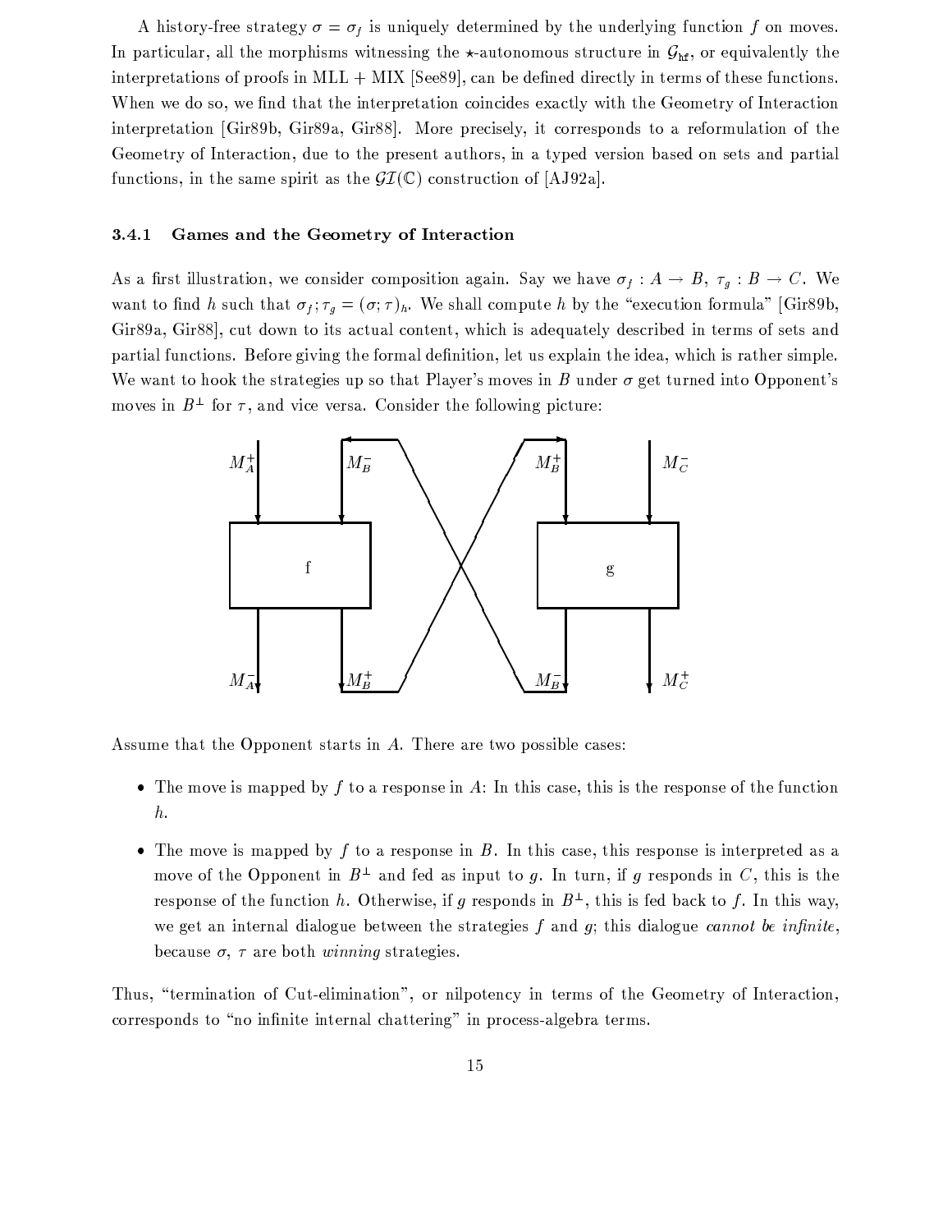A history-free strategy $\sigma = \sigma_f$ is uniquely determined by the underlying function $f$ on moves. In particular, all the morphisms witnessing the $\star$-autonomous structure in $\mathcal{G}_{\mathrm{hf}}$, or equivalently the interpretations of proofs in MLL + MIX [See89], can be defined directly in terms of these functions. When we do so, we find that the interpretation coincides exactly with the Geometry of Interaction interpretation [Gir89b, Gir89a, Gir88]. More precisely, it corresponds to a reformulation of the Geometry of Interaction, due to the present authors, in a typed version based on sets and partial functions, in the same spirit as the $\mathcal{GI}(\mathbb{C})$ construction of [AJ92a].

### 3.4.1 Games and the Geometry of Interaction

As a first illustration, we consider composition again. Say we have $\sigma_f : A \to B$, $\tau_g : B \to C$. We want to find $h$ such that $\sigma_f ; \tau_g = (\sigma; \tau)_h$. We shall compute $h$ by the "execution formula" [Gir89b, Gir89a, Gir88], cut down to its actual content, which is adequately described in terms of sets and partial functions. Before giving the formal definition, let us explain the idea, which is rather simple. We want to hook the strategies up so that Player's moves in $B$ under $\sigma$ get turned into Opponent's moves in $B^\perp$ for $\tau$, and vice versa. Consider the following picture:

Assume that the Opponent starts in $A$. There are two possible cases:

- The move is mapped by $f$ to a response in $A$: In this case, this is the response of the function $h$.
- The move is mapped by $f$ to a response in $B$. In this case, this response is interpreted as a move of the Opponent in $B^\perp$ and fed as input to $g$. In turn, if $g$ responds in $C$, this is the response of the function $h$. Otherwise, if $g$ responds in $B^\perp$, this is fed back to $f$. In this way, we get an internal dialogue between the strategies $f$ and $g$; this dialogue *cannot be infinite*, because $\sigma$, $\tau$ are both *winning* strategies.

Thus, "termination of Cut-elimination", or nilpotency in terms of the Geometry of Interaction, corresponds to "no infinite internal chattering" in process-algebra terms.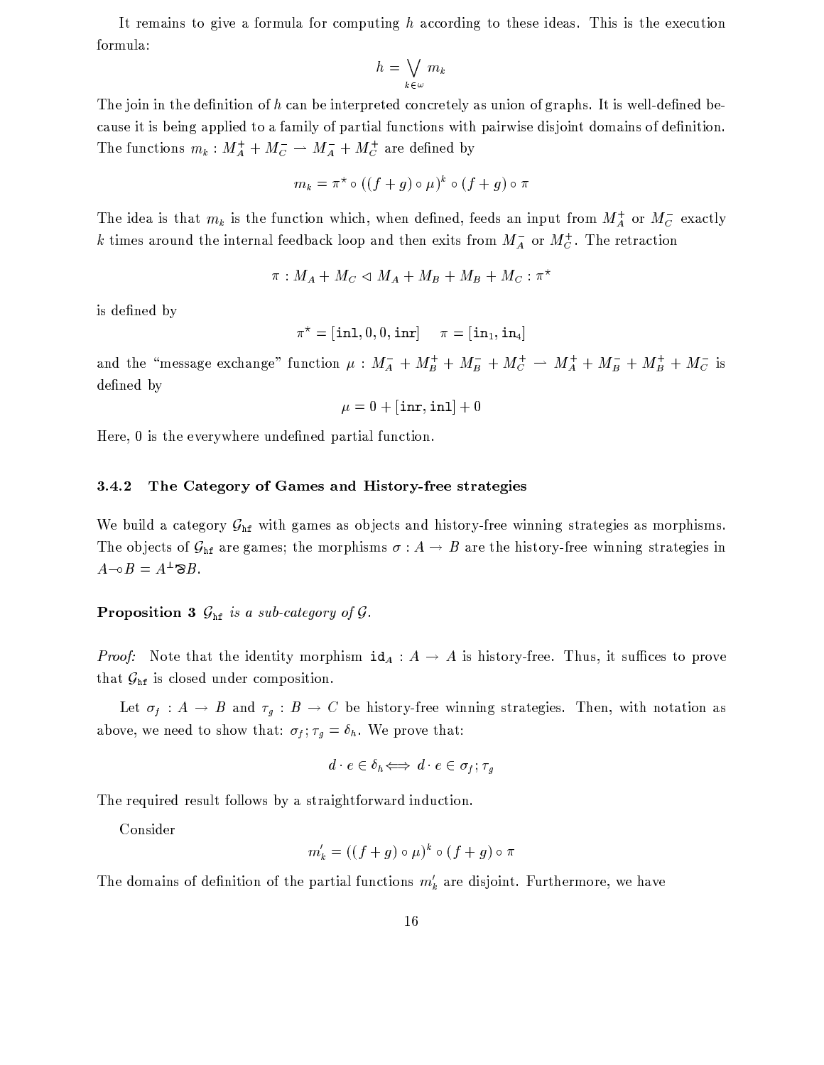It remains to give a formula for computing $h$ according to these ideas. This is the execution formula:

$$h = \bigvee_{k \in \omega} m_k$$

The join in the definition of $h$ can be interpreted concretely as union of graphs. It is well-defined because it is being applied to a family of partial functions with pairwise disjoint domains of definition. The functions $m_k : M_A^+ + M_C^- \rightharpoonup M_A^- + M_C^+$ are defined by

$$m_k = \pi^\star \circ ((f+g) \circ \mu)^k \circ (f+g) \circ \pi$$

The idea is that $m_k$ is the function which, when defined, feeds an input from $M_A^+$ or $M_C^-$ exactly $k$ times around the internal feedback loop and then exits from $M_A^-$ or $M_C^+$. The retraction

$$\pi : M_A + M_C \lhd M_A + M_B + M_B + M_C : \pi^\star$$

is defined by

$$\pi^\star = [\mathtt{inl}, 0, 0, \mathtt{inr}] \qquad \pi = [\mathtt{in}_1, \mathtt{in}_4]$$

and the "message exchange" function $\mu : M_A^- + M_B^+ + M_B^- + M_C^+ \rightharpoonup M_A^+ + M_B^- + M_B^+ + M_C^-$ is defined by

$$\mu = 0 + [\mathtt{inr}, \mathtt{inl}] + 0$$

Here, 0 is the everywhere undefined partial function.

### 3.4.2 The Category of Games and History-free strategies

We build a category $\mathcal{G}_{\mathtt{hf}}$ with games as objects and history-free winning strategies as morphisms. The objects of $\mathcal{G}_{\mathtt{hf}}$ are games; the morphisms $\sigma : A \to B$ are the history-free winning strategies in $A \multimap B = A^\perp ⅋ B$.

**Proposition 3** *$\mathcal{G}_{\mathtt{hf}}$ is a sub-category of $\mathcal{G}$.*

*Proof:* Note that the identity morphism $\mathtt{id}_A : A \to A$ is history-free. Thus, it suffices to prove that $\mathcal{G}_{\mathtt{hf}}$ is closed under composition.

Let $\sigma_f : A \to B$ and $\tau_g : B \to C$ be history-free winning strategies. Then, with notation as above, we need to show that: $\sigma_f ; \tau_g = \delta_h$. We prove that:

$$d \cdot e \in \delta_h \Longleftrightarrow d \cdot e \in \sigma_f ; \tau_g$$

The required result follows by a straightforward induction.

Consider

$$m'_k = ((f+g) \circ \mu)^k \circ (f+g) \circ \pi$$

The domains of definition of the partial functions $m'_k$ are disjoint. Furthermore, we have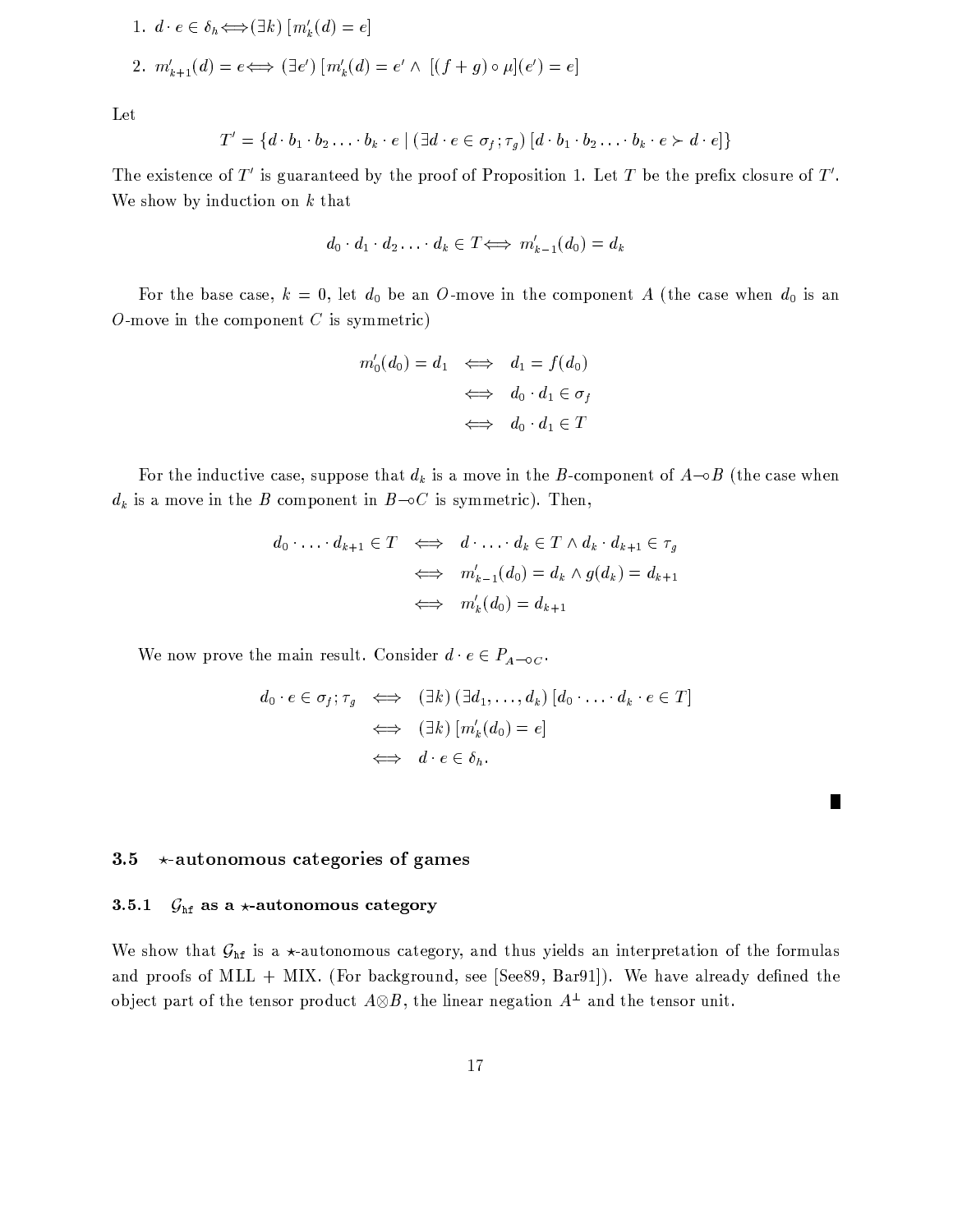1. $d \cdot e \in \delta_h \Longleftrightarrow (\exists k)\, [m'_k(d) = e]$

2. $m'_{k+1}(d) = e \Longleftrightarrow (\exists e')\, [m'_k(d) = e' \wedge [(f+g) \circ \mu](e') = e]$

Let

$$T' = \{d \cdot b_1 \cdot b_2 \ldots \cdot b_k \cdot e \mid (\exists d \cdot e \in \sigma_f\,;\tau_g)\, [d \cdot b_1 \cdot b_2 \ldots \cdot b_k \cdot e \succ d \cdot e]\}$$

The existence of $T'$ is guaranteed by the proof of Proposition 1. Let $T$ be the prefix closure of $T'$. We show by induction on $k$ that

$$d_0 \cdot d_1 \cdot d_2 \ldots \cdot d_k \in T \Longleftrightarrow m'_{k-1}(d_0) = d_k$$

For the base case, $k = 0$, let $d_0$ be an $O$-move in the component $A$ (the case when $d_0$ is an $O$-move in the component $C$ is symmetric)

$$\begin{aligned} m'_0(d_0) = d_1 &\Longleftrightarrow d_1 = f(d_0) \\ &\Longleftrightarrow d_0 \cdot d_1 \in \sigma_f \\ &\Longleftrightarrow d_0 \cdot d_1 \in T \end{aligned}$$

For the inductive case, suppose that $d_k$ is a move in the $B$-component of $A \multimap B$ (the case when $d_k$ is a move in the $B$ component in $B \multimap C$ is symmetric). Then,

$$\begin{aligned} d_0 \cdot \ldots \cdot d_{k+1} \in T &\Longleftrightarrow d \cdot \ldots \cdot d_k \in T \wedge d_k \cdot d_{k+1} \in \tau_g \\ &\Longleftrightarrow m'_{k-1}(d_0) = d_k \wedge g(d_k) = d_{k+1} \\ &\Longleftrightarrow m'_k(d_0) = d_{k+1} \end{aligned}$$

We now prove the main result. Consider $d \cdot e \in P_{A \multimap C}$.

$$\begin{aligned} d_0 \cdot e \in \sigma_f\,;\tau_g &\Longleftrightarrow (\exists k)\,(\exists d_1, \ldots, d_k)\,[d_0 \cdot \ldots \cdot d_k \cdot e \in T] \\ &\Longleftrightarrow (\exists k)\,[m'_k(d_0) = e] \\ &\Longleftrightarrow d \cdot e \in \delta_h. \end{aligned}$$

∎

## 3.5 $\star$-autonomous categories of games

### 3.5.1 $\mathcal{G}_{\mathtt{hf}}$ as a $\star$-autonomous category

We show that $\mathcal{G}_{\mathtt{hf}}$ is a $\star$-autonomous category, and thus yields an interpretation of the formulas and proofs of MLL + MIX. (For background, see [See89, Bar91]). We have already defined the object part of the tensor product $A \otimes B$, the linear negation $A^{\perp}$ and the tensor unit.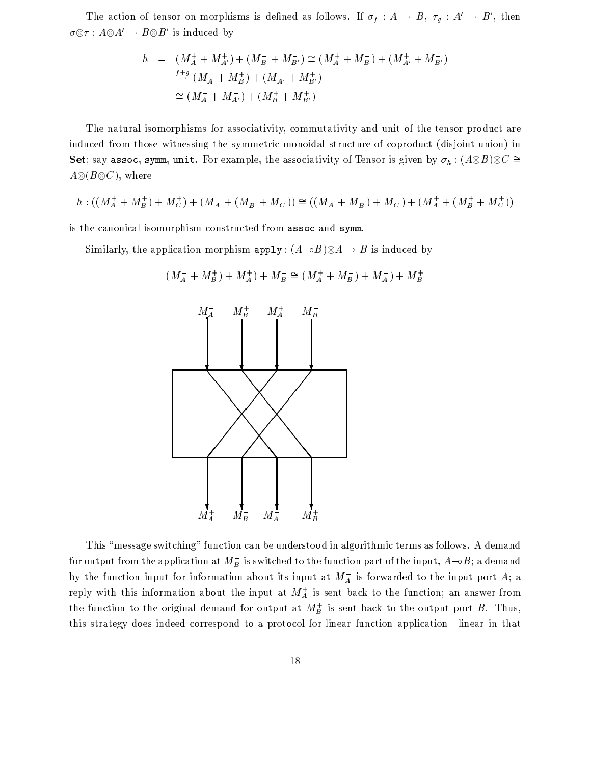The action of tensor on morphisms is defined as follows. If $\sigma_f : A \to B$, $\tau_g : A' \to B'$, then $\sigma \otimes \tau : A \otimes A' \to B \otimes B'$ is induced by

$$
\begin{aligned}
h &= (M_A^+ + M_{A'}^+) + (M_B^- + M_{B'}^-) \cong (M_A^+ + M_B^-) + (M_{A'}^+ + M_{B'}^-) \\
&\overset{f+g}{\to} (M_A^- + M_B^+) + (M_{A'}^- + M_{B'}^+) \\
&\cong (M_A^- + M_{A'}^-) + (M_B^+ + M_{B'}^+)
\end{aligned}
$$

The natural isomorphisms for associativity, commutativity and unit of the tensor product are induced from those witnessing the symmetric monoidal structure of coproduct (disjoint union) in **Set**; say `assoc`, `symm`, `unit`. For example, the associativity of Tensor is given by $\sigma_h : (A \otimes B) \otimes C \cong A \otimes (B \otimes C)$, where

$$
h : ((M_A^+ + M_B^+) + M_C^+) + (M_A^- + (M_B^- + M_C^-)) \cong ((M_A^- + M_B^-) + M_C^-) + (M_A^+ + (M_B^+ + M_C^+))
$$

is the canonical isomorphism constructed from `assoc` and `symm`.

Similarly, the application morphism $\mathtt{apply} : (A \multimap B) \otimes A \to B$ is induced by

$$
(M_A^- + M_B^+) + M_A^+) + M_B^- \cong (M_A^+ + M_B^-) + M_A^-) + M_B^+
$$

This "message switching" function can be understood in algorithmic terms as follows. A demand for output from the application at $M_B^-$ is switched to the function part of the input, $A \multimap B$; a demand by the function input for information about its input at $M_A^-$ is forwarded to the input port $A$; a reply with this information about the input at $M_A^+$ is sent back to the function; an answer from the function to the original demand for output at $M_B^+$ is sent back to the output port $B$. Thus, this strategy does indeed correspond to a protocol for linear function application—linear in that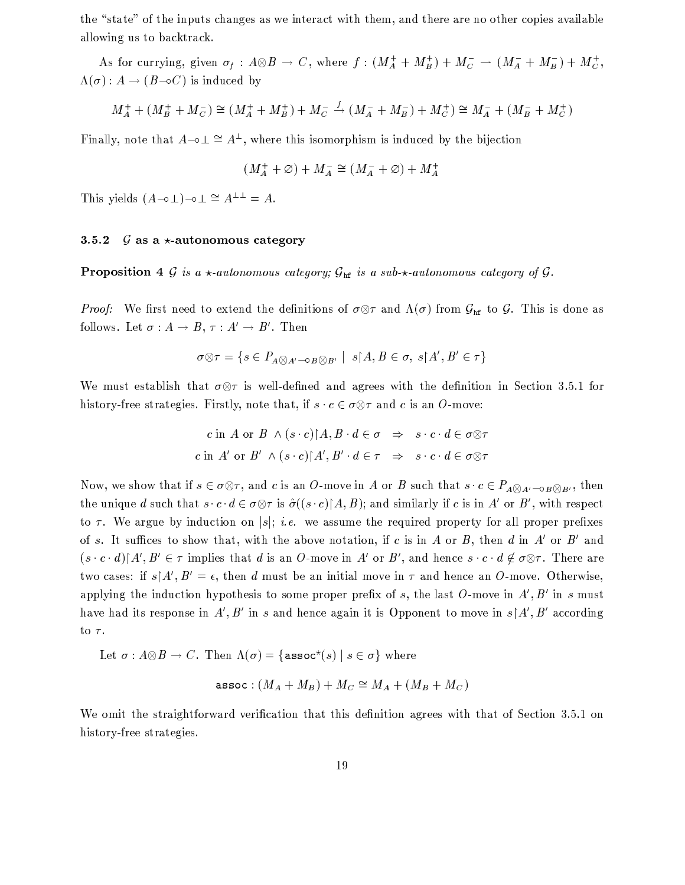the "state" of the inputs changes as we interact with them, and there are no other copies available allowing us to backtrack.

As for currying, given $\sigma_f : A \otimes B \to C$, where $f : (M_A^+ + M_B^+) + M_C^- \rightharpoonup (M_A^- + M_B^-) + M_C^+$, $\Lambda(\sigma) : A \to (B \multimap C)$ is induced by

$$M_A^+ + (M_B^+ + M_C^-) \cong (M_A^+ + M_B^+) + M_C^- \stackrel{f}{\rightharpoonup} (M_A^- + M_B^-) + M_C^+) \cong M_A^- + (M_B^- + M_C^+)$$

Finally, note that $A \multimap \bot \cong A^\bot$, where this isomorphism is induced by the bijection

$$(M_A^+ + \varnothing) + M_A^- \cong (M_A^- + \varnothing) + M_A^+$$

This yields $(A \multimap \bot) \multimap \bot \cong A^{\bot\bot} = A$.

### 3.5.2 $\mathcal{G}$ as a $\star$-autonomous category

**Proposition 4** *$\mathcal{G}$ is a $\star$-autonomous category; $\mathcal{G}_{\mathrm{hf}}$ is a sub-$\star$-autonomous category of $\mathcal{G}$.*

*Proof:* We first need to extend the definitions of $\sigma \otimes \tau$ and $\Lambda(\sigma)$ from $\mathcal{G}_{\mathrm{hf}}$ to $\mathcal{G}$. This is done as follows. Let $\sigma : A \to B$, $\tau : A' \to B'$. Then

$$\sigma \otimes \tau = \{ s \in P_{A \otimes A' \multimap B \otimes B'} \mid s \restriction A, B \in \sigma,\ s \restriction A', B' \in \tau \}$$

We must establish that $\sigma \otimes \tau$ is well-defined and agrees with the definition in Section 3.5.1 for history-free strategies. Firstly, note that, if $s \cdot c \in \sigma \otimes \tau$ and $c$ is an $O$-move:

$$c \text{ in } A \text{ or } B \ \wedge (s \cdot c) \restriction A, B \cdot d \in \sigma \quad \Rightarrow \quad s \cdot c \cdot d \in \sigma \otimes \tau$$
$$c \text{ in } A' \text{ or } B' \ \wedge (s \cdot c) \restriction A', B' \cdot d \in \tau \quad \Rightarrow \quad s \cdot c \cdot d \in \sigma \otimes \tau$$

Now, we show that if $s \in \sigma \otimes \tau$, and $c$ is an $O$-move in $A$ or $B$ such that $s \cdot c \in P_{A \otimes A' \multimap B \otimes B'}$, then the unique $d$ such that $s \cdot c \cdot d \in \sigma \otimes \tau$ is $\hat{\sigma}((s \cdot c) \restriction A, B)$; and similarly if $c$ is in $A'$ or $B'$, with respect to $\tau$. We argue by induction on $|s|$; *i.e.* we assume the required property for all proper prefixes of $s$. It suffices to show that, with the above notation, if $c$ is in $A$ or $B$, then $d$ in $A'$ or $B'$ and $(s \cdot c \cdot d) \restriction A', B' \in \tau$ implies that $d$ is an $O$-move in $A'$ or $B'$, and hence $s \cdot c \cdot d \notin \sigma \otimes \tau$. There are two cases: if $s \restriction A', B' = \epsilon$, then $d$ must be an initial move in $\tau$ and hence an $O$-move. Otherwise, applying the induction hypothesis to some proper prefix of $s$, the last $O$-move in $A', B'$ in $s$ must have had its response in $A', B'$ in $s$ and hence again it is Opponent to move in $s \restriction A', B'$ according to $\tau$.

Let $\sigma : A \otimes B \to C$. Then $\Lambda(\sigma) = \{ \mathtt{assoc}^\star(s) \mid s \in \sigma \}$ where

$$\mathtt{assoc} : (M_A + M_B) + M_C \cong M_A + (M_B + M_C)$$

We omit the straightforward verification that this definition agrees with that of Section 3.5.1 on history-free strategies.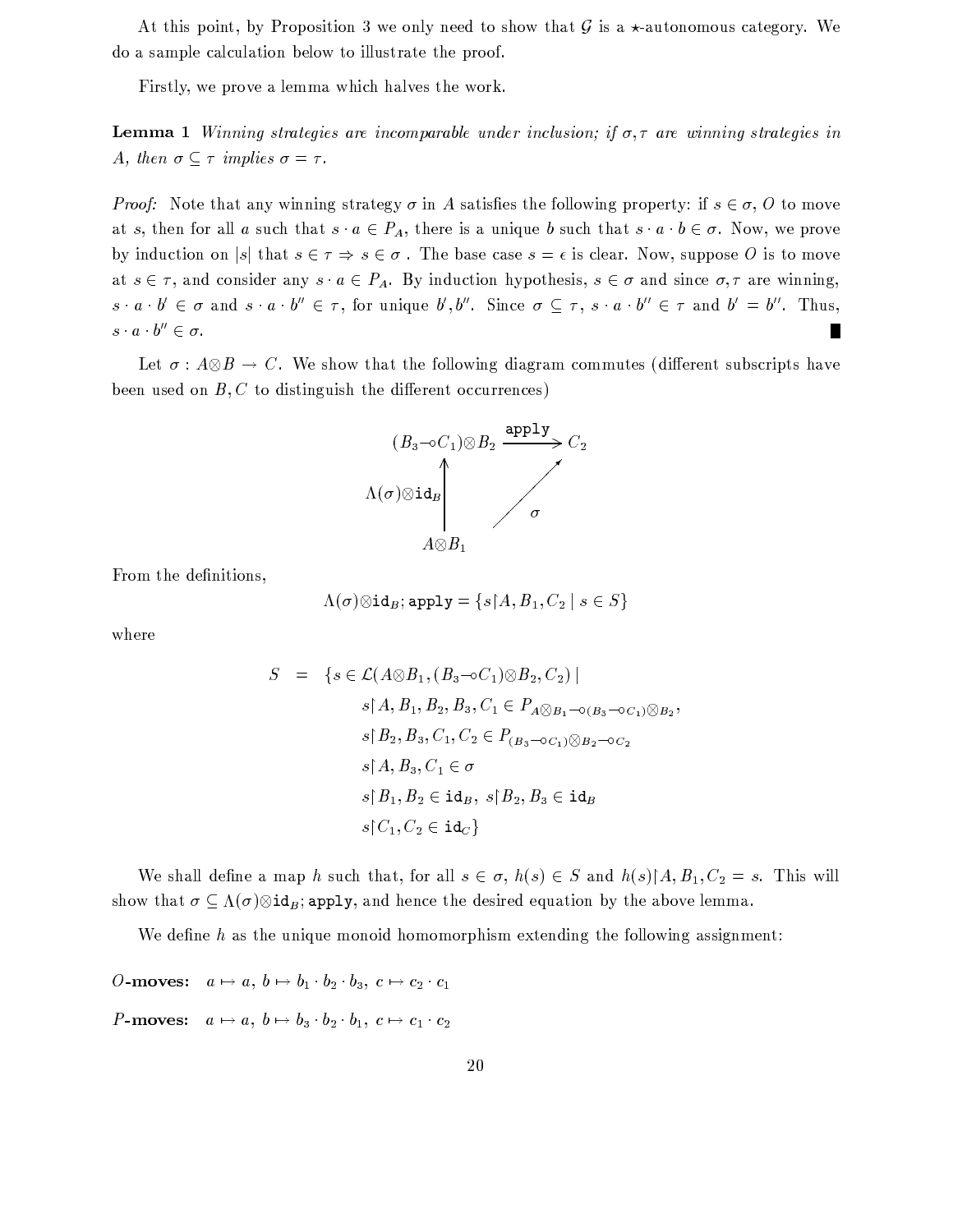At this point, by Proposition 3 we only need to show that $\mathcal{G}$ is a $\star$-autonomous category. We do a sample calculation below to illustrate the proof.

Firstly, we prove a lemma which halves the work.

**Lemma 1** *Winning strategies are incomparable under inclusion; if $\sigma, \tau$ are winning strategies in $A$, then $\sigma \subseteq \tau$ implies $\sigma = \tau$.*

*Proof:* Note that any winning strategy $\sigma$ in $A$ satisfies the following property: if $s \in \sigma$, $O$ to move at $s$, then for all $a$ such that $s \cdot a \in P_A$, there is a unique $b$ such that $s \cdot a \cdot b \in \sigma$. Now, we prove by induction on $|s|$ that $s \in \tau \Rightarrow s \in \sigma$ . The base case $s = \epsilon$ is clear. Now, suppose $O$ is to move at $s \in \tau$, and consider any $s \cdot a \in P_A$. By induction hypothesis, $s \in \sigma$ and since $\sigma, \tau$ are winning, $s \cdot a \cdot b' \in \sigma$ and $s \cdot a \cdot b'' \in \tau$, for unique $b', b''$. Since $\sigma \subseteq \tau$, $s \cdot a \cdot b'' \in \tau$ and $b' = b''$. Thus, $s \cdot a \cdot b'' \in \sigma$. ∎

Let $\sigma : A \otimes B \rightarrow C$. We show that the following diagram commutes (different subscripts have been used on $B, C$ to distinguish the different occurrences)

$$
\begin{array}{ccc}
(B_3 \multimap C_1) \otimes B_2 & \xrightarrow{\texttt{apply}} & C_2 \\
\uparrow \Lambda(\sigma) \otimes \texttt{id}_B & \nearrow \sigma & \\
A \otimes B_1 & &
\end{array}
$$

From the definitions,

$$\Lambda(\sigma) \otimes \texttt{id}_B ; \texttt{apply} = \{ s \restriction A, B_1, C_2 \mid s \in S \}$$

where

$$
\begin{aligned}
S \;=\; \{ s \in \mathcal{L}(A \otimes B_1, (B_3 \multimap C_1) \otimes B_2, C_2) \mid \\
& s \restriction A, B_1, B_2, B_3, C_1 \in P_{A \otimes B_1 \multimap (B_3 \multimap C_1) \otimes B_2}, \\
& s \restriction B_2, B_3, C_1, C_2 \in P_{(B_3 \multimap C_1) \otimes B_2 \multimap C_2} \\
& s \restriction A, B_3, C_1 \in \sigma \\
& s \restriction B_1, B_2 \in \texttt{id}_B, \; s \restriction B_2, B_3 \in \texttt{id}_B \\
& s \restriction C_1, C_2 \in \texttt{id}_C \}
\end{aligned}
$$

We shall define a map $h$ such that, for all $s \in \sigma$, $h(s) \in S$ and $h(s) \restriction A, B_1, C_2 = s$. This will show that $\sigma \subseteq \Lambda(\sigma) \otimes \texttt{id}_B ; \texttt{apply}$, and hence the desired equation by the above lemma.

We define $h$ as the unique monoid homomorphism extending the following assignment:

**$O$-moves:** $a \mapsto a$, $b \mapsto b_1 \cdot b_2 \cdot b_3$, $c \mapsto c_2 \cdot c_1$

**$P$-moves:** $a \mapsto a$, $b \mapsto b_3 \cdot b_2 \cdot b_1$, $c \mapsto c_1 \cdot c_2$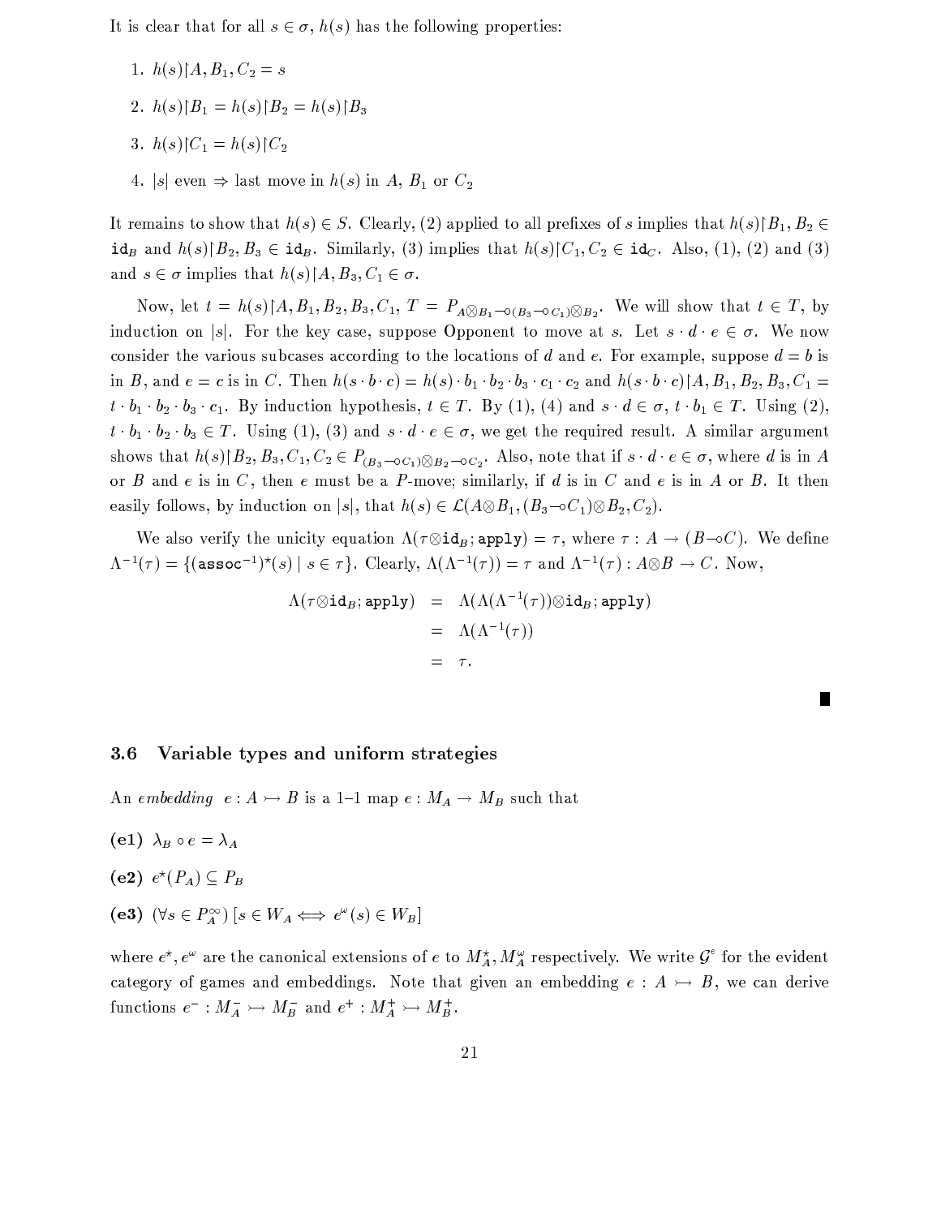It is clear that for all $s \in \sigma$, $h(s)$ has the following properties:

1. $h(s) \upharpoonright A, B_1, C_2 = s$
2. $h(s) \upharpoonright B_1 = h(s) \upharpoonright B_2 = h(s) \upharpoonright B_3$
3. $h(s) \upharpoonright C_1 = h(s) \upharpoonright C_2$
4. $|s|$ even $\Rightarrow$ last move in $h(s)$ in $A$, $B_1$ or $C_2$

It remains to show that $h(s) \in S$. Clearly, (2) applied to all prefixes of $s$ implies that $h(s) \upharpoonright B_1, B_2 \in \mathtt{id}_B$ and $h(s) \upharpoonright B_2, B_3 \in \mathtt{id}_B$. Similarly, (3) implies that $h(s) \upharpoonright C_1, C_2 \in \mathtt{id}_C$. Also, (1), (2) and (3) and $s \in \sigma$ implies that $h(s) \upharpoonright A, B_3, C_1 \in \sigma$.

Now, let $t = h(s) \upharpoonright A, B_1, B_2, B_3, C_1$, $T = P_{A \otimes B_1 \multimap (B_3 \multimap C_1) \otimes B_2}$. We will show that $t \in T$, by induction on $|s|$. For the key case, suppose Opponent to move at $s$. Let $s \cdot d \cdot e \in \sigma$. We now consider the various subcases according to the locations of $d$ and $e$. For example, suppose $d = b$ is in $B$, and $e = c$ is in $C$. Then $h(s \cdot b \cdot c) = h(s) \cdot b_1 \cdot b_2 \cdot b_3 \cdot c_1 \cdot c_2$ and $h(s \cdot b \cdot c) \upharpoonright A, B_1, B_2, B_3, C_1 = t \cdot b_1 \cdot b_2 \cdot b_3 \cdot c_1$. By induction hypothesis, $t \in T$. By (1), (4) and $s \cdot d \in \sigma$, $t \cdot b_1 \in T$. Using (2), $t \cdot b_1 \cdot b_2 \cdot b_3 \in T$. Using (1), (3) and $s \cdot d \cdot e \in \sigma$, we get the required result. A similar argument shows that $h(s) \upharpoonright B_2, B_3, C_1, C_2 \in P_{(B_3 \multimap C_1) \otimes B_2 \multimap C_2}$. Also, note that if $s \cdot d \cdot e \in \sigma$, where $d$ is in $A$ or $B$ and $e$ is in $C$, then $e$ must be a $P$-move; similarly, if $d$ is in $C$ and $e$ is in $A$ or $B$. It then easily follows, by induction on $|s|$, that $h(s) \in \mathcal{L}(A \otimes B_1, (B_3 \multimap C_1) \otimes B_2, C_2)$.

We also verify the unicity equation $\Lambda(\tau \otimes \mathtt{id}_B ; \mathtt{apply}) = \tau$, where $\tau : A \to (B \multimap C)$. We define $\Lambda^{-1}(\tau) = \{(\mathtt{assoc}^{-1})^\star(s) \mid s \in \tau\}$. Clearly, $\Lambda(\Lambda^{-1}(\tau)) = \tau$ and $\Lambda^{-1}(\tau) : A \otimes B \to C$. Now,

$$
\begin{aligned}
\Lambda(\tau \otimes \mathtt{id}_B ; \mathtt{apply}) &= \Lambda(\Lambda(\Lambda^{-1}(\tau)) \otimes \mathtt{id}_B ; \mathtt{apply}) \\
&= \Lambda(\Lambda^{-1}(\tau)) \\
&= \tau.
\end{aligned}
$$

∎

### 3.6 Variable types and uniform strategies

An *embedding* $e : A \rightarrowtail B$ is a 1–1 map $e : M_A \to M_B$ such that

**(e1)** $\lambda_B \circ e = \lambda_A$

**(e2)** $e^\star(P_A) \subseteq P_B$

**(e3)** $(\forall s \in P_A^\infty)\,[s \in W_A \iff e^\omega(s) \in W_B]$

where $e^\star, e^\omega$ are the canonical extensions of $e$ to $M_A^\star, M_A^\omega$ respectively. We write $\mathcal{G}^e$ for the evident category of games and embeddings. Note that given an embedding $e : A \rightarrowtail B$, we can derive functions $e^- : M_A^- \rightarrowtail M_B^-$ and $e^+ : M_A^+ \rightarrowtail M_B^+$.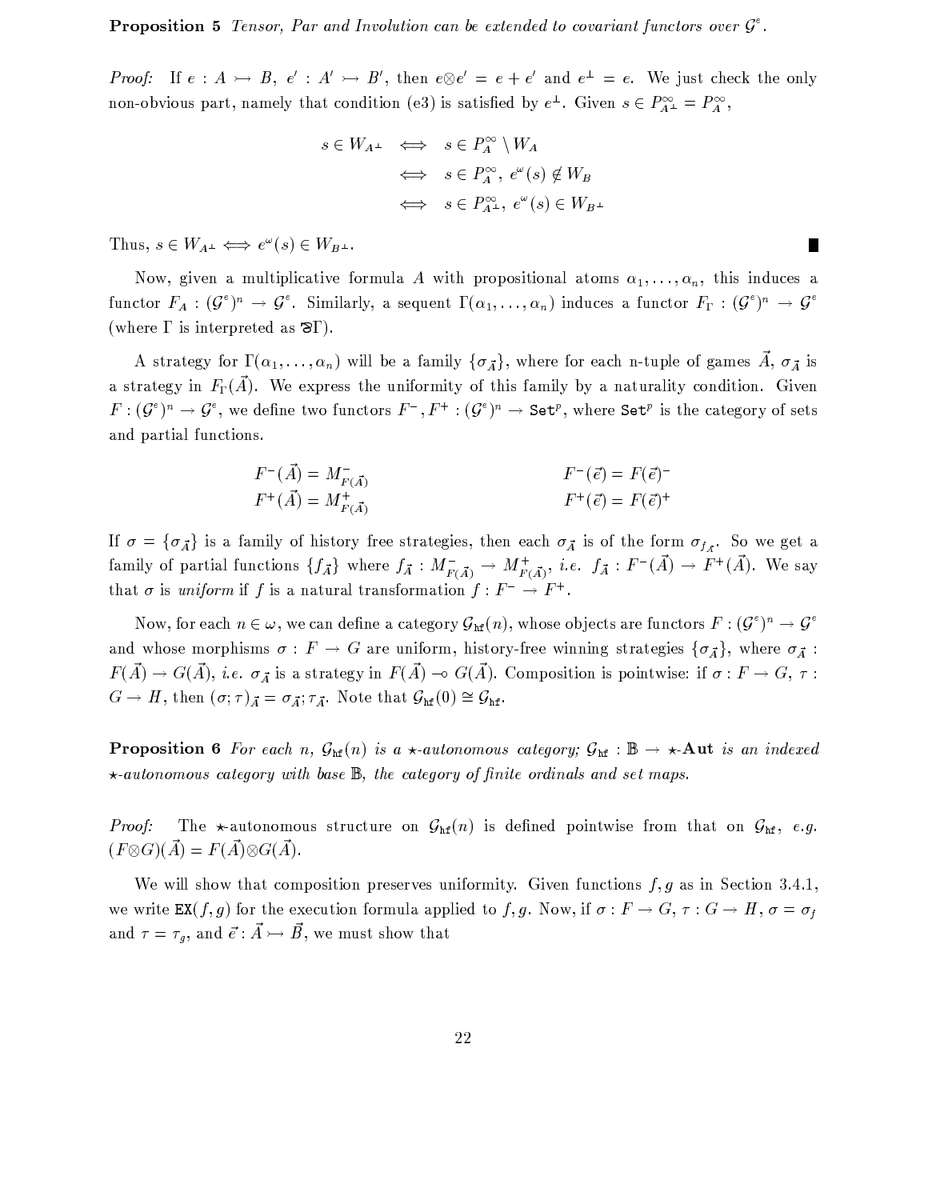**Proposition 5** *Tensor, Par and Involution can be extended to covariant functors over $\mathcal{G}^e$.*

*Proof:* If $e : A \rightarrowtail B$, $e' : A' \rightarrowtail B'$, then $e \otimes e' = e + e'$ and $e^{\perp} = e$. We just check the only non-obvious part, namely that condition (e3) is satisfied by $e^{\perp}$. Given $s \in P^{\infty}_{A^{\perp}} = P^{\infty}_{A}$,

$$
\begin{aligned}
s \in W_{A^{\perp}} &\iff s \in P^{\infty}_{A} \setminus W_A \\
&\iff s \in P^{\infty}_{A},\ e^{\omega}(s) \notin W_B \\
&\iff s \in P^{\infty}_{A^{\perp}},\ e^{\omega}(s) \in W_{B^{\perp}}
\end{aligned}
$$

Thus, $s \in W_{A^{\perp}} \iff e^{\omega}(s) \in W_{B^{\perp}}$. ∎

Now, given a multiplicative formula $A$ with propositional atoms $\alpha_1, \ldots, \alpha_n$, this induces a functor $F_A : (\mathcal{G}^e)^n \rightarrow \mathcal{G}^e$. Similarly, a sequent $\Gamma(\alpha_1, \ldots, \alpha_n)$ induces a functor $F_{\Gamma} : (\mathcal{G}^e)^n \rightarrow \mathcal{G}^e$ (where $\Gamma$ is interpreted as $\invamp \Gamma$).

A strategy for $\Gamma(\alpha_1, \ldots, \alpha_n)$ will be a family $\{\sigma_{\vec{A}}\}$, where for each n-tuple of games $\vec{A}$, $\sigma_{\vec{A}}$ is a strategy in $F_{\Gamma}(\vec{A})$. We express the uniformity of this family by a naturality condition. Given $F : (\mathcal{G}^e)^n \rightarrow \mathcal{G}^e$, we define two functors $F^-, F^+ : (\mathcal{G}^e)^n \rightarrow \mathtt{Set}^p$, where $\mathtt{Set}^p$ is the category of sets and partial functions.

$$
\begin{array}{ll}
F^-(\vec{A}) = M^-_{F(\vec{A})} \qquad\qquad & F^-(\vec{e}) = F(\vec{e})^- \\
F^+(\vec{A}) = M^+_{F(\vec{A})} \qquad\qquad & F^+(\vec{e}) = F(\vec{e})^+
\end{array}
$$

If $\sigma = \{\sigma_{\vec{A}}\}$ is a family of history free strategies, then each $\sigma_{\vec{A}}$ is of the form $\sigma_{f_{\vec{A}}}$. So we get a family of partial functions $\{f_{\vec{A}}\}$ where $f_{\vec{A}} : M^-_{F(\vec{A})} \rightarrow M^+_{F(\vec{A})}$, *i.e.* $f_{\vec{A}} : F^-(\vec{A}) \rightarrow F^+(\vec{A})$. We say that $\sigma$ is *uniform* if $f$ is a natural transformation $f : F^- \rightarrow F^+$.

Now, for each $n \in \omega$, we can define a category $\mathcal{G}_{\mathtt{hf}}(n)$, whose objects are functors $F : (\mathcal{G}^e)^n \rightarrow \mathcal{G}^e$ and whose morphisms $\sigma : F \rightarrow G$ are uniform, history-free winning strategies $\{\sigma_{\vec{A}}\}$, where $\sigma_{\vec{A}} : F(\vec{A}) \rightarrow G(\vec{A})$, *i.e.* $\sigma_{\vec{A}}$ is a strategy in $F(\vec{A}) \multimap G(\vec{A})$. Composition is pointwise: if $\sigma : F \rightarrow G$, $\tau : G \rightarrow H$, then $(\sigma;\tau)_{\vec{A}} = \sigma_{\vec{A}};\tau_{\vec{A}}$. Note that $\mathcal{G}_{\mathtt{hf}}(0) \cong \mathcal{G}_{\mathtt{hf}}$.

**Proposition 6** *For each $n$, $\mathcal{G}_{\mathtt{hf}}(n)$ is a $\star$-autonomous category; $\mathcal{G}_{\mathtt{hf}} : \mathbb{B} \rightarrow \star$-**Aut** is an indexed $\star$-autonomous category with base $\mathbb{B}$, the category of finite ordinals and set maps.*

*Proof:* The $\star$-autonomous structure on $\mathcal{G}_{\mathtt{hf}}(n)$ is defined pointwise from that on $\mathcal{G}_{\mathtt{hf}}$, *e.g.* $(F \otimes G)(\vec{A}) = F(\vec{A}) \otimes G(\vec{A})$.

We will show that composition preserves uniformity. Given functions $f, g$ as in Section 3.4.1, we write $\mathtt{EX}(f, g)$ for the execution formula applied to $f, g$. Now, if $\sigma : F \rightarrow G$, $\tau : G \rightarrow H$, $\sigma = \sigma_f$ and $\tau = \tau_g$, and $\vec{e} : \vec{A} \rightarrowtail \vec{B}$, we must show that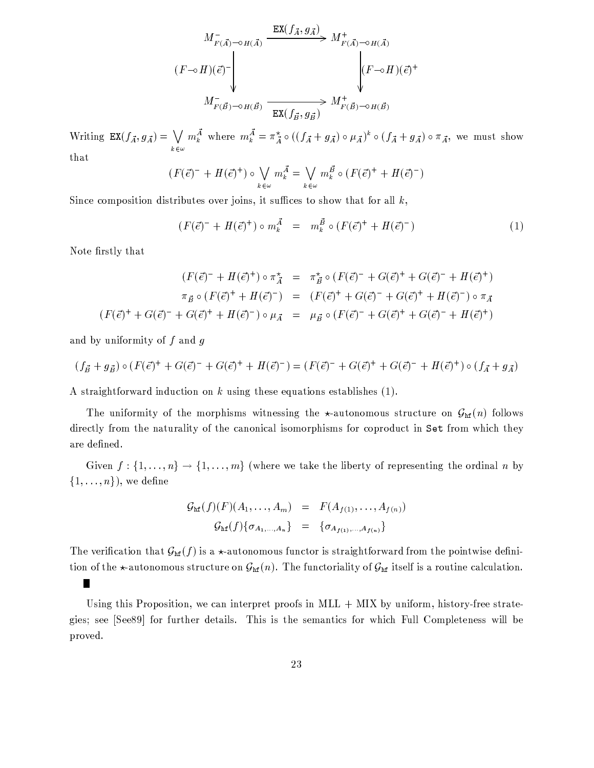$$
\begin{array}{ccc}
M^-_{F(\vec{A})\multimap H(\vec{A})} & \xrightarrow{\mathtt{EX}(f_{\vec{A}}, g_{\vec{A}})} & M^+_{F(\vec{A})\multimap H(\vec{A})} \\
{\scriptstyle (F\multimap H)(\vec{e})^-}\big\downarrow & & \big\downarrow{\scriptstyle (F\multimap H)(\vec{e})^+} \\
M^-_{F(\vec{B})\multimap H(\vec{B})} & \xrightarrow[\mathtt{EX}(f_{\vec{B}}, g_{\vec{B}})]{} & M^+_{F(\vec{B})\multimap H(\vec{B})}
\end{array}
$$

Writing $\mathtt{EX}(f_{\vec{A}}, g_{\vec{A}}) = \bigvee_{k\in\omega} m_k^{\vec{A}}$ where $m_k^{\vec{A}} = \pi^\star_{\vec{A}} \circ ((f_{\vec{A}} + g_{\vec{A}}) \circ \mu_{\vec{A}})^k \circ (f_{\vec{A}} + g_{\vec{A}}) \circ \pi_{\vec{A}}$, we must show that

$$
(F(\vec{e})^- + H(\vec{e})^+) \circ \bigvee_{k\in\omega} m_k^{\vec{A}} = \bigvee_{k\in\omega} m_k^{\vec{B}} \circ (F(\vec{e})^+ + H(\vec{e})^-)
$$

Since composition distributes over joins, it suffices to show that for all $k$,

$$
(F(\vec{e})^- + H(\vec{e})^+) \circ m_k^{\vec{A}} \quad = \quad m_k^{\vec{B}} \circ (F(\vec{e})^+ + H(\vec{e})^-) \tag{1}
$$

Note firstly that

$$
\begin{aligned}
(F(\vec{e})^- + H(\vec{e})^+) \circ \pi^\star_{\vec{A}} &= \pi^\star_{\vec{B}} \circ (F(\vec{e})^- + G(\vec{e})^+ + G(\vec{e})^- + H(\vec{e})^+) \\
\pi_{\vec{B}} \circ (F(\vec{e})^+ + H(\vec{e})^-) &= (F(\vec{e})^+ + G(\vec{e})^- + G(\vec{e})^+ + H(\vec{e})^-) \circ \pi_{\vec{A}} \\
(F(\vec{e})^+ + G(\vec{e})^- + G(\vec{e})^+ + H(\vec{e})^-) \circ \mu_{\vec{A}} &= \mu_{\vec{B}} \circ (F(\vec{e})^- + G(\vec{e})^+ + G(\vec{e})^- + H(\vec{e})^+)
\end{aligned}
$$

and by uniformity of $f$ and $g$

$$
(f_{\vec{B}} + g_{\vec{B}}) \circ (F(\vec{e})^+ + G(\vec{e})^- + G(\vec{e})^+ + H(\vec{e})^-) = (F(\vec{e})^- + G(\vec{e})^+ + G(\vec{e})^- + H(\vec{e})^+) \circ (f_{\vec{A}} + g_{\vec{A}})
$$

A straightforward induction on $k$ using these equations establishes (1).

The uniformity of the morphisms witnessing the $\star$-autonomous structure on $\mathcal{G}_{\mathtt{hf}}(n)$ follows directly from the naturality of the canonical isomorphisms for coproduct in $\mathtt{Set}$ from which they are defined.

Given $f : \{1, \ldots, n\} \to \{1, \ldots, m\}$ (where we take the liberty of representing the ordinal $n$ by $\{1, \ldots, n\}$), we define

$$
\begin{aligned}
\mathcal{G}_{\mathtt{hf}}(f)(F)(A_1, \ldots, A_m) &= F(A_{f(1)}, \ldots, A_{f(n)}) \\
\mathcal{G}_{\mathtt{hf}}(f)\{\sigma_{A_1,\ldots,A_n}\} &= \{\sigma_{A_{f(1)},\ldots,A_{f(n)}}\}
\end{aligned}
$$

The verification that $\mathcal{G}_{\mathtt{hf}}(f)$ is a $\star$-autonomous functor is straightforward from the pointwise definition of the $\star$-autonomous structure on $\mathcal{G}_{\mathtt{hf}}(n)$. The functoriality of $\mathcal{G}_{\mathtt{hf}}$ itself is a routine calculation. ∎

Using this Proposition, we can interpret proofs in MLL + MIX by uniform, history-free strategies; see [See89] for further details. This is the semantics for which Full Completeness will be proved.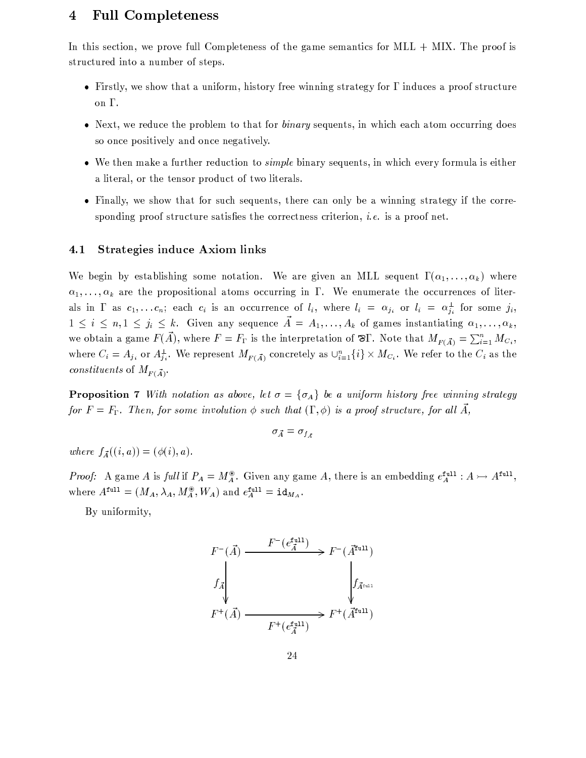# 4 Full Completeness

In this section, we prove full Completeness of the game semantics for MLL + MIX. The proof is structured into a number of steps.

- Firstly, we show that a uniform, history free winning strategy for $\Gamma$ induces a proof structure on $\Gamma$.
- Next, we reduce the problem to that for *binary* sequents, in which each atom occurring does so once positively and once negatively.
- We then make a further reduction to *simple* binary sequents, in which every formula is either a literal, or the tensor product of two literals.
- Finally, we show that for such sequents, there can only be a winning strategy if the corresponding proof structure satisfies the correctness criterion, *i.e.* is a proof net.

## 4.1 Strategies induce Axiom links

We begin by establishing some notation. We are given an MLL sequent $\Gamma(\alpha_1, \ldots, \alpha_k)$ where $\alpha_1, \ldots, \alpha_k$ are the propositional atoms occurring in $\Gamma$. We enumerate the occurrences of literals in $\Gamma$ as $c_1, \ldots c_n$; each $c_i$ is an occurrence of $l_i$, where $l_i = \alpha_{j_i}$ or $l_i = \alpha_{j_i}^{\perp}$ for some $j_i$, $1 \leq i \leq n, 1 \leq j_i \leq k$. Given any sequence $\vec{A} = A_1, \ldots, A_k$ of games instantiating $\alpha_1, \ldots, \alpha_k$, we obtain a game $F(\vec{A})$, where $F = F_\Gamma$ is the interpretation of $\invamp\Gamma$. Note that $M_{F(\vec{A})} = \sum_{i=1}^{n} M_{C_i}$, where $C_i = A_{j_i}$ or $A_{j_i}^{\perp}$. We represent $M_{F(\vec{A})}$ concretely as $\cup_{i=1}^{n}\{i\} \times M_{C_i}$. We refer to the $C_i$ as the *constituents* of $M_{F(\vec{A})}$.

**Proposition 7** *With notation as above, let $\sigma = \{\sigma_A\}$ be a uniform history free winning strategy for $F = F_\Gamma$. Then, for some involution $\phi$ such that $(\Gamma, \phi)$ is a proof structure, for all $\vec{A}$,*

$$\sigma_{\vec{A}} = \sigma_{f_{\vec{A}}}$$

*where $f_{\vec{A}}((i, a)) = (\phi(i), a)$.*

*Proof:* A game $A$ is *full* if $P_A = M_A^{\circledast}$. Given any game $A$, there is an embedding $e_A^{\mathtt{full}} : A \rightarrowtail A^{\mathtt{full}}$, where $A^{\mathtt{full}} = (M_A, \lambda_A, M_A^{\circledast}, W_A)$ and $e_A^{\mathtt{full}} = \mathtt{id}_{M_A}$.

By uniformity,

$$\begin{array}{ccc}
F^-(\vec{A}) & \xrightarrow{\;F^-(e_{\vec{A}}^{\mathtt{full}})\;} & F^-(\vec{A}^{\mathtt{full}}) \\
\Big\downarrow f_{\vec{A}} & & \Big\downarrow f_{\vec{A}^{\mathtt{full}}} \\
F^+(\vec{A}) & \xrightarrow[\;F^+(e_{\vec{A}}^{\mathtt{full}})\;]{} & F^+(\vec{A}^{\mathtt{full}})
\end{array}$$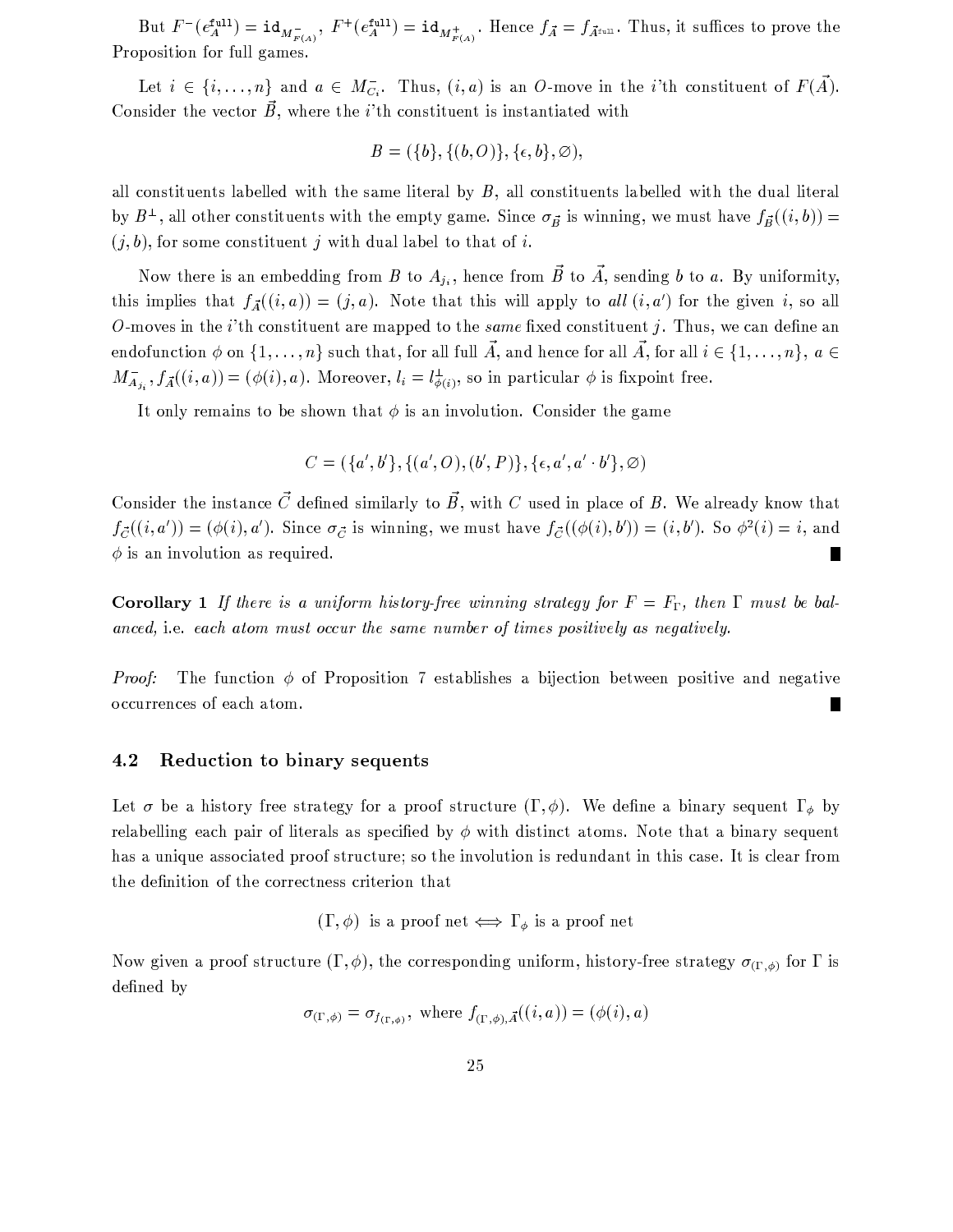But $F^-(e^{\mathtt{full}}_A) = \mathtt{id}_{M^-_{F(A)}}$, $F^+(e^{\mathtt{full}}_A) = \mathtt{id}_{M^+_{F(A)}}$. Hence $f_{\vec{A}} = f_{\vec{A}^{\mathtt{full}}}$. Thus, it suffices to prove the Proposition for full games.

Let $i \in \{i, \ldots, n\}$ and $a \in M^-_{C_i}$. Thus, $(i, a)$ is an $O$-move in the $i$'th constituent of $F(\vec{A})$. Consider the vector $\vec{B}$, where the $i$'th constituent is instantiated with

$$B = (\{b\}, \{(b, O)\}, \{\epsilon, b\}, \varnothing),$$

all constituents labelled with the same literal by $B$, all constituents labelled with the dual literal by $B^\perp$, all other constituents with the empty game. Since $\sigma_{\vec{B}}$ is winning, we must have $f_{\vec{B}}((i, b)) = (j, b)$, for some constituent $j$ with dual label to that of $i$.

Now there is an embedding from $B$ to $A_{j_i}$, hence from $\vec{B}$ to $\vec{A}$, sending $b$ to $a$. By uniformity, this implies that $f_{\vec{A}}((i, a)) = (j, a)$. Note that this will apply to *all* $(i, a')$ for the given $i$, so all $O$-moves in the $i$'th constituent are mapped to the *same* fixed constituent $j$. Thus, we can define an endofunction $\phi$ on $\{1, \ldots, n\}$ such that, for all full $\vec{A}$, and hence for all $\vec{A}$, for all $i \in \{1, \ldots, n\}$, $a \in M^-_{A_{j_i}}$, $f_{\vec{A}}((i, a)) = (\phi(i), a)$. Moreover, $l_i = l^\perp_{\phi(i)}$, so in particular $\phi$ is fixpoint free.

It only remains to be shown that $\phi$ is an involution. Consider the game

$$C = (\{a', b'\}, \{(a', O), (b', P)\}, \{\epsilon, a', a' \cdot b'\}, \varnothing)$$

Consider the instance $\vec{C}$ defined similarly to $\vec{B}$, with $C$ used in place of $B$. We already know that $f_{\vec{C}}((i, a')) = (\phi(i), a')$. Since $\sigma_{\vec{C}}$ is winning, we must have $f_{\vec{C}}((\phi(i), b')) = (i, b')$. So $\phi^2(i) = i$, and $\phi$ is an involution as required. ∎

**Corollary 1** *If there is a uniform history-free winning strategy for $F = F_\Gamma$, then $\Gamma$ must be balanced,* i.e. *each atom must occur the same number of times positively as negatively.*

*Proof:* The function $\phi$ of Proposition 7 establishes a bijection between positive and negative occurrences of each atom. ∎

### 4.2 Reduction to binary sequents

Let $\sigma$ be a history free strategy for a proof structure $(\Gamma, \phi)$. We define a binary sequent $\Gamma_\phi$ by relabelling each pair of literals as specified by $\phi$ with distinct atoms. Note that a binary sequent has a unique associated proof structure; so the involution is redundant in this case. It is clear from the definition of the correctness criterion that

$$(\Gamma, \phi) \text{ is a proof net} \iff \Gamma_\phi \text{ is a proof net}$$

Now given a proof structure $(\Gamma, \phi)$, the corresponding uniform, history-free strategy $\sigma_{(\Gamma,\phi)}$ for $\Gamma$ is defined by

$$\sigma_{(\Gamma,\phi)} = \sigma_{f_{(\Gamma,\phi)}}, \text{ where } f_{(\Gamma,\phi),\vec{A}}((i, a)) = (\phi(i), a)$$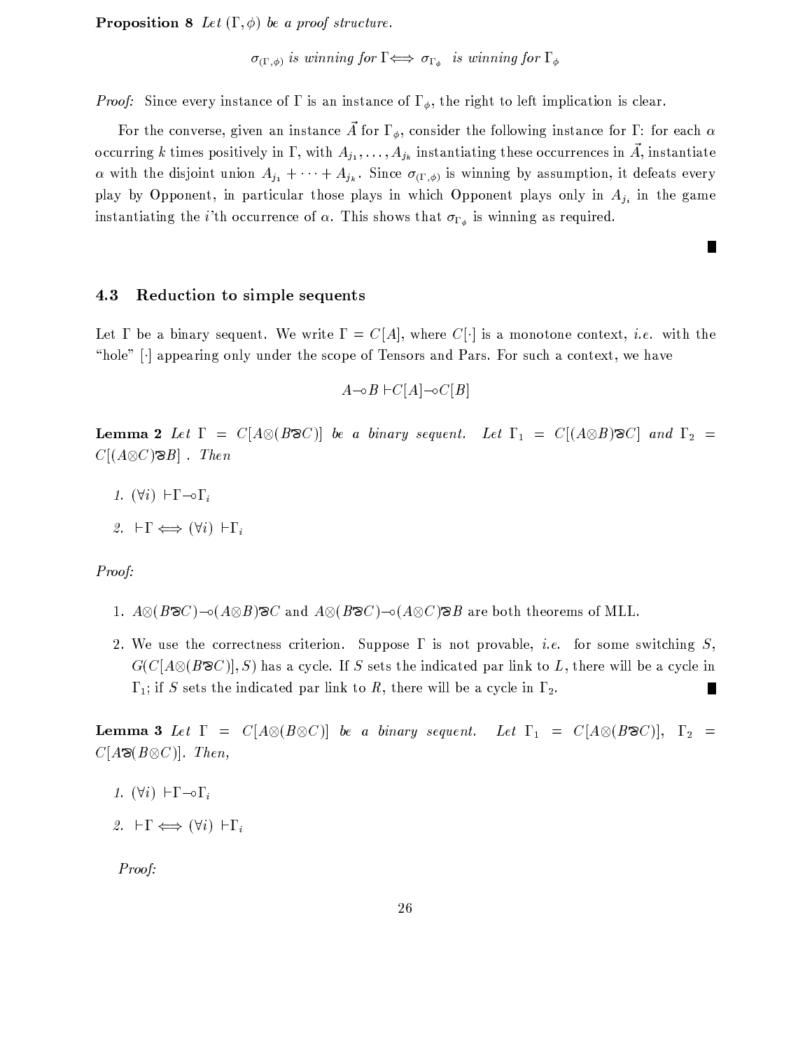**Proposition 8** *Let* $(\Gamma, \phi)$ *be a proof structure.*

$$\sigma_{(\Gamma,\phi)} \textit{ is winning for } \Gamma \Longleftrightarrow \sigma_{\Gamma_\phi} \textit{ is winning for } \Gamma_\phi$$

*Proof:* Since every instance of $\Gamma$ is an instance of $\Gamma_\phi$, the right to left implication is clear.

For the converse, given an instance $\vec{A}$ for $\Gamma_\phi$, consider the following instance for $\Gamma$: for each $\alpha$ occurring $k$ times positively in $\Gamma$, with $A_{j_1}, \ldots, A_{j_k}$ instantiating these occurrences in $\vec{A}$, instantiate $\alpha$ with the disjoint union $A_{j_1} + \cdots + A_{j_k}$. Since $\sigma_{(\Gamma,\phi)}$ is winning by assumption, it defeats every play by Opponent, in particular those plays in which Opponent plays only in $A_{j_i}$ in the game instantiating the $i$'th occurrence of $\alpha$. This shows that $\sigma_{\Gamma_\phi}$ is winning as required. ∎

### 4.3 Reduction to simple sequents

Let $\Gamma$ be a binary sequent. We write $\Gamma = C[A]$, where $C[\cdot]$ is a monotone context, *i.e.* with the "hole" $[\cdot]$ appearing only under the scope of Tensors and Pars. For such a context, we have

$$A \multimap B \vdash C[A] \multimap C[B]$$

**Lemma 2** *Let* $\Gamma = C[A \otimes (B \parr C)]$ *be a binary sequent. Let* $\Gamma_1 = C[(A \otimes B) \parr C]$ *and* $\Gamma_2 = C[(A \otimes C) \parr B]$ *. Then*

1. $(\forall i) \ \vdash \Gamma \multimap \Gamma_i$
2. $\vdash \Gamma \Longleftrightarrow (\forall i) \ \vdash \Gamma_i$

*Proof:*

1. $A \otimes (B \parr C) \multimap (A \otimes B) \parr C$ and $A \otimes (B \parr C) \multimap (A \otimes C) \parr B$ are both theorems of MLL.
2. We use the correctness criterion. Suppose $\Gamma$ is not provable, *i.e.* for some switching $S$, $G(C[A \otimes (B \parr C)], S)$ has a cycle. If $S$ sets the indicated par link to $L$, there will be a cycle in $\Gamma_1$; if $S$ sets the indicated par link to $R$, there will be a cycle in $\Gamma_2$. ∎

**Lemma 3** *Let* $\Gamma = C[A \otimes (B \otimes C)]$ *be a binary sequent. Let* $\Gamma_1 = C[A \otimes (B \parr C)]$, $\Gamma_2 = C[A \parr (B \otimes C)]$. *Then,*

1. $(\forall i) \ \vdash \Gamma \multimap \Gamma_i$
2. $\vdash \Gamma \Longleftrightarrow (\forall i) \ \vdash \Gamma_i$

*Proof:*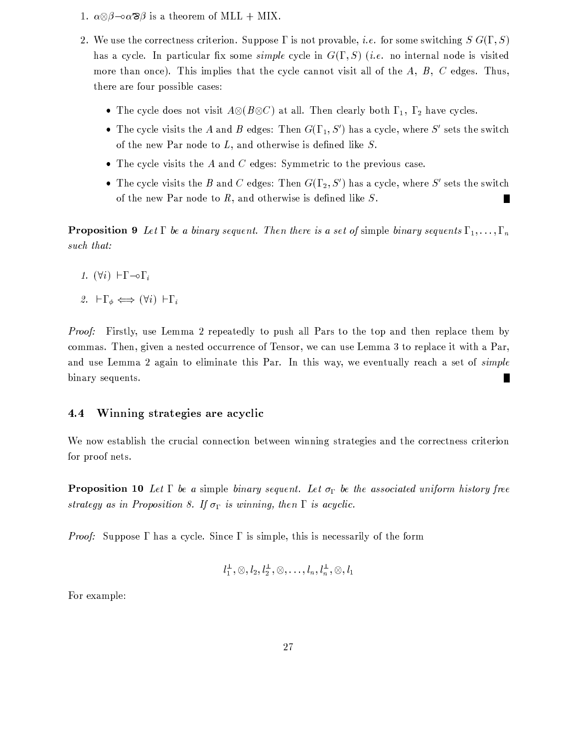1. $\alpha \otimes \beta \multimap \alpha ⅋ \beta$ is a theorem of MLL + MIX.

2. We use the correctness criterion. Suppose $\Gamma$ is not provable, *i.e.* for some switching $S$ $G(\Gamma, S)$ has a cycle. In particular fix some *simple* cycle in $G(\Gamma, S)$ (*i.e.* no internal node is visited more than once). This implies that the cycle cannot visit all of the $A$, $B$, $C$ edges. Thus, there are four possible cases:

   - The cycle does not visit $A \otimes (B \otimes C)$ at all. Then clearly both $\Gamma_1$, $\Gamma_2$ have cycles.
   - The cycle visits the $A$ and $B$ edges: Then $G(\Gamma_1, S')$ has a cycle, where $S'$ sets the switch of the new Par node to $L$, and otherwise is defined like $S$.
   - The cycle visits the $A$ and $C$ edges: Symmetric to the previous case.
   - The cycle visits the $B$ and $C$ edges: Then $G(\Gamma_2, S')$ has a cycle, where $S'$ sets the switch of the new Par node to $R$, and otherwise is defined like $S$. ∎

**Proposition 9** *Let $\Gamma$ be a binary sequent. Then there is a set of* simple *binary sequents $\Gamma_1, \ldots, \Gamma_n$ such that:*

1. $(\forall i) \ \vdash \Gamma \multimap \Gamma_i$
2. $\vdash \Gamma_\phi \iff (\forall i) \ \vdash \Gamma_i$

*Proof:* Firstly, use Lemma 2 repeatedly to push all Pars to the top and then replace them by commas. Then, given a nested occurrence of Tensor, we can use Lemma 3 to replace it with a Par, and use Lemma 2 again to eliminate this Par. In this way, we eventually reach a set of *simple* binary sequents. ∎

### 4.4 Winning strategies are acyclic

We now establish the crucial connection between winning strategies and the correctness criterion for proof nets.

**Proposition 10** *Let $\Gamma$ be a* simple *binary sequent. Let $\sigma_\Gamma$ be the associated uniform history free strategy as in Proposition 8. If $\sigma_\Gamma$ is winning, then $\Gamma$ is acyclic.*

*Proof:* Suppose $\Gamma$ has a cycle. Since $\Gamma$ is simple, this is necessarily of the form

$$l_1^\perp, \otimes, l_2, l_2^\perp, \otimes, \ldots, l_n, l_n^\perp, \otimes, l_1$$

For example: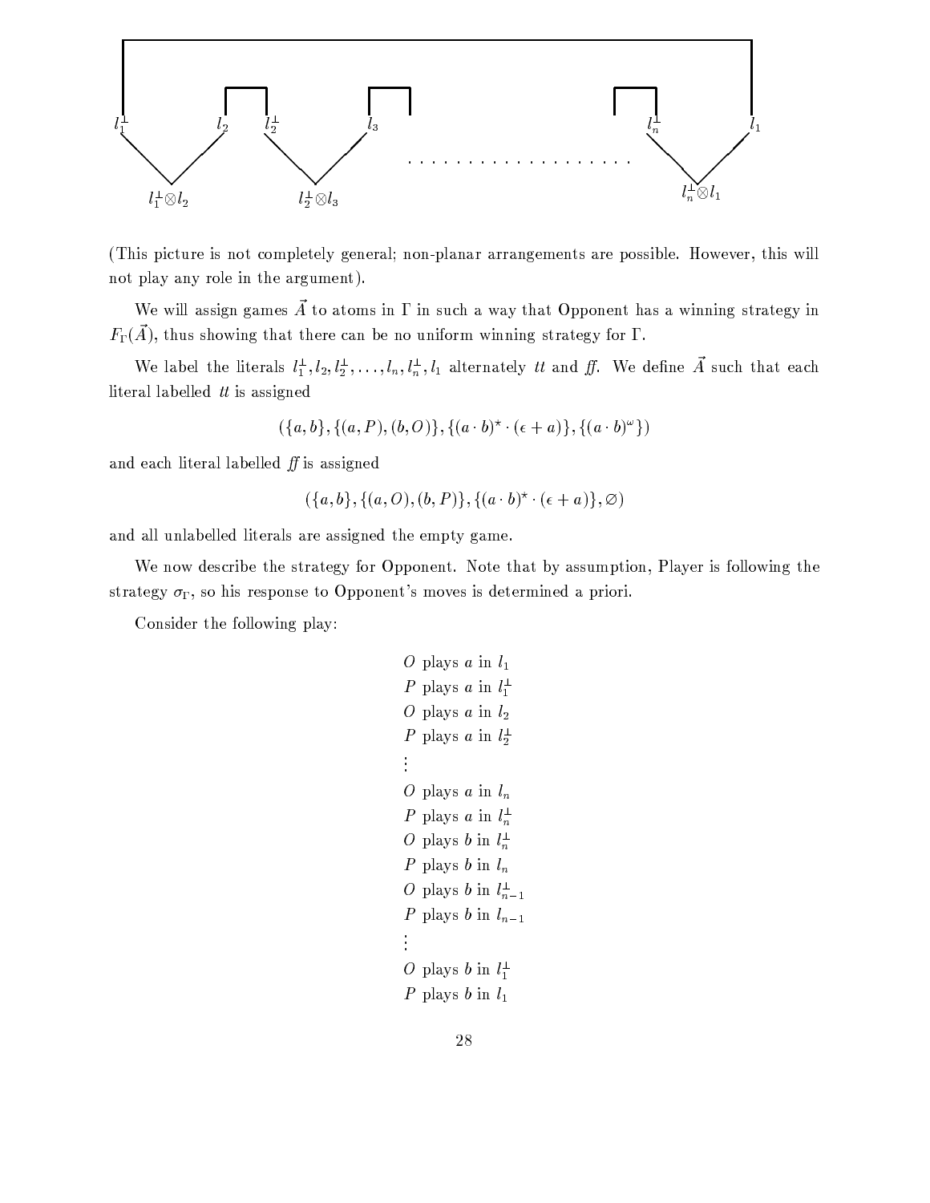(This picture is not completely general; non-planar arrangements are possible. However, this will not play any role in the argument).

We will assign games $\vec{A}$ to atoms in $\Gamma$ in such a way that Opponent has a winning strategy in $F_\Gamma(\vec{A})$, thus showing that there can be no uniform winning strategy for $\Gamma$.

We label the literals $l_1^\perp, l_2, l_2^\perp, \ldots, l_n, l_n^\perp, l_1$ alternately *tt* and *ff*. We define $\vec{A}$ such that each literal labelled *tt* is assigned

$$(\{a, b\}, \{(a, P), (b, O)\}, \{(a \cdot b)^\star \cdot (\epsilon + a)\}, \{(a \cdot b)^\omega\})$$

and each literal labelled *ff* is assigned

$$(\{a, b\}, \{(a, O), (b, P)\}, \{(a \cdot b)^\star \cdot (\epsilon + a)\}, \varnothing)$$

and all unlabelled literals are assigned the empty game.

We now describe the strategy for Opponent. Note that by assumption, Player is following the strategy $\sigma_\Gamma$, so his response to Opponent's moves is determined a priori.

Consider the following play:

$O$ plays $a$ in $l_1$
$P$ plays $a$ in $l_1^\perp$
$O$ plays $a$ in $l_2$
$P$ plays $a$ in $l_2^\perp$
$\vdots$
$O$ plays $a$ in $l_n$
$P$ plays $a$ in $l_n^\perp$
$O$ plays $b$ in $l_n^\perp$
$P$ plays $b$ in $l_n$
$O$ plays $b$ in $l_{n-1}^\perp$
$P$ plays $b$ in $l_{n-1}$
$\vdots$
$O$ plays $b$ in $l_1^\perp$
$P$ plays $b$ in $l_1$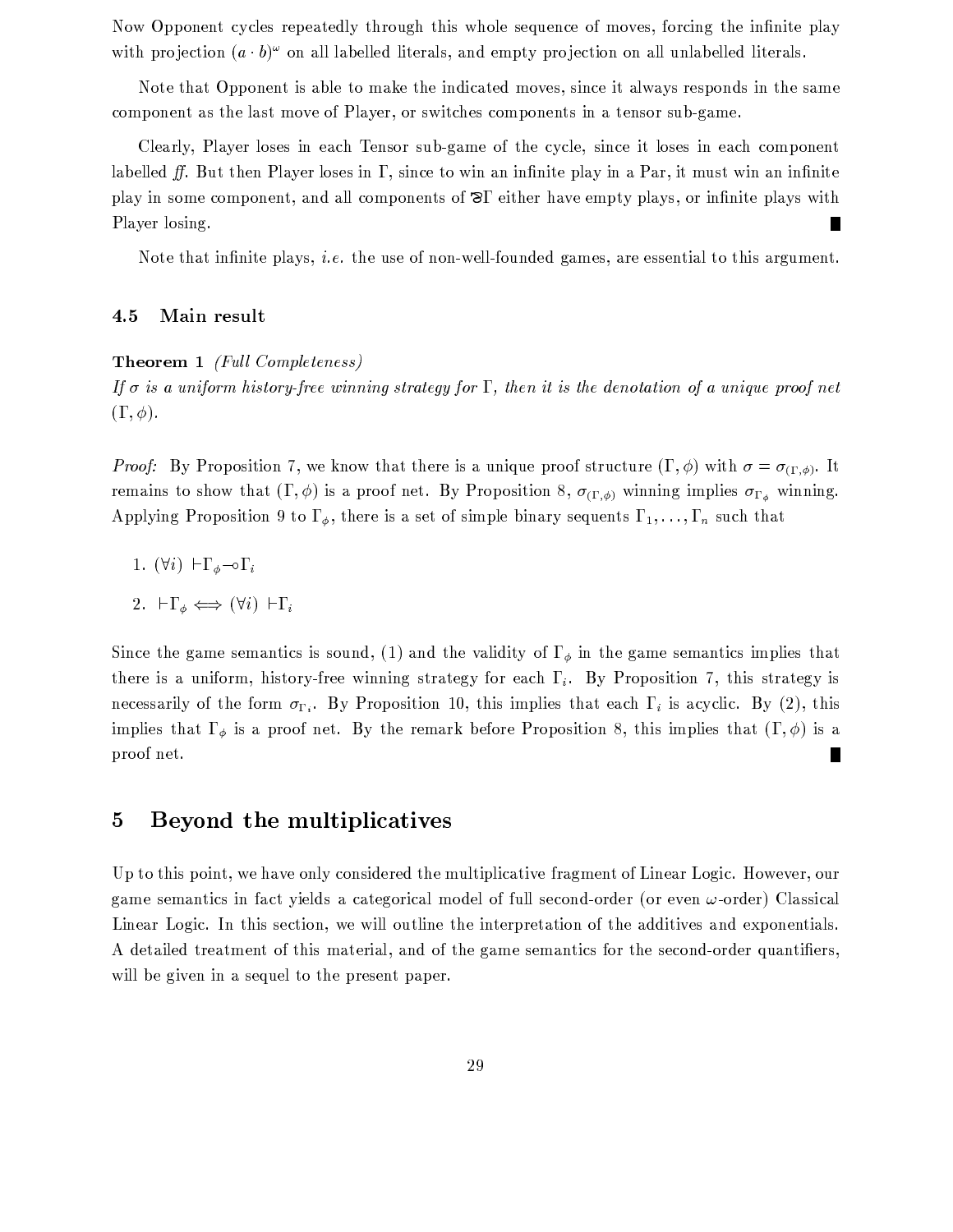Now Opponent cycles repeatedly through this whole sequence of moves, forcing the infinite play with projection $(a \cdot b)^\omega$ on all labelled literals, and empty projection on all unlabelled literals.

Note that Opponent is able to make the indicated moves, since it always responds in the same component as the last move of Player, or switches components in a tensor sub-game.

Clearly, Player loses in each Tensor sub-game of the cycle, since it loses in each component labelled *ff*. But then Player loses in $\Gamma$, since to win an infinite play in a Par, it must win an infinite play in some component, and all components of $⅋\Gamma$ either have empty plays, or infinite plays with Player losing. ■

Note that infinite plays, *i.e.* the use of non-well-founded games, are essential to this argument.

### 4.5 Main result

**Theorem 1** *(Full Completeness)*
*If $\sigma$ is a uniform history-free winning strategy for $\Gamma$, then it is the denotation of a unique proof net $(\Gamma, \phi)$.*

*Proof:* By Proposition 7, we know that there is a unique proof structure $(\Gamma, \phi)$ with $\sigma = \sigma_{(\Gamma,\phi)}$. It remains to show that $(\Gamma, \phi)$ is a proof net. By Proposition 8, $\sigma_{(\Gamma,\phi)}$ winning implies $\sigma_{\Gamma_\phi}$ winning. Applying Proposition 9 to $\Gamma_\phi$, there is a set of simple binary sequents $\Gamma_1, \ldots, \Gamma_n$ such that

1. $(\forall i) \ \vdash \Gamma_\phi \multimap \Gamma_i$
2. $\vdash \Gamma_\phi \iff (\forall i) \ \vdash \Gamma_i$

Since the game semantics is sound, (1) and the validity of $\Gamma_\phi$ in the game semantics implies that there is a uniform, history-free winning strategy for each $\Gamma_i$. By Proposition 7, this strategy is necessarily of the form $\sigma_{\Gamma_i}$. By Proposition 10, this implies that each $\Gamma_i$ is acyclic. By (2), this implies that $\Gamma_\phi$ is a proof net. By the remark before Proposition 8, this implies that $(\Gamma, \phi)$ is a proof net. ■

## 5 Beyond the multiplicatives

Up to this point, we have only considered the multiplicative fragment of Linear Logic. However, our game semantics in fact yields a categorical model of full second-order (or even $\omega$-order) Classical Linear Logic. In this section, we will outline the interpretation of the additives and exponentials. A detailed treatment of this material, and of the game semantics for the second-order quantifiers, will be given in a sequel to the present paper.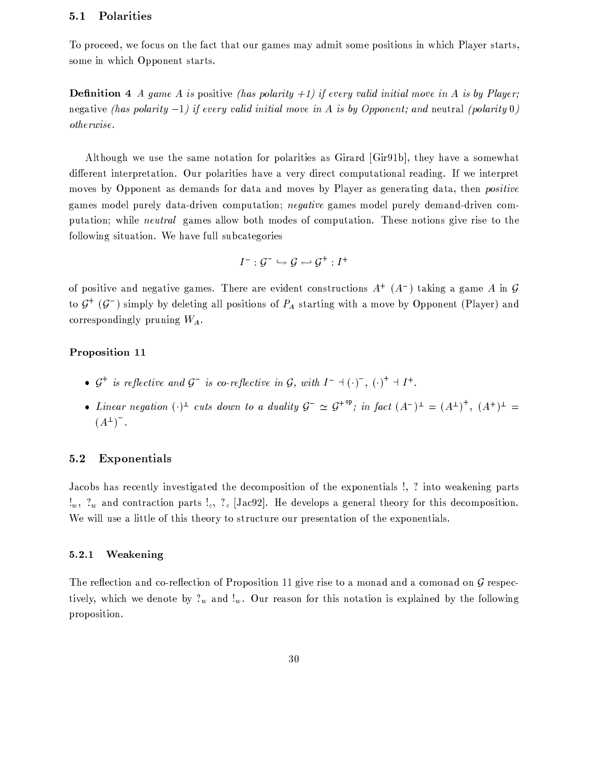### 5.1 Polarities

To proceed, we focus on the fact that our games may admit some positions in which Player starts, some in which Opponent starts.

**Definition 4** *A game $A$ is* positive *(has polarity +1) if every valid initial move in $A$ is by Player;* negative *(has polarity $-1$) if every valid initial move in $A$ is by Opponent; and* neutral *(polarity 0) otherwise.*

Although we use the same notation for polarities as Girard [Gir91b], they have a somewhat different interpretation. Our polarities have a very direct computational reading. If we interpret moves by Opponent as demands for data and moves by Player as generating data, then *positive* games model purely data-driven computation; *negative* games model purely demand-driven computation; while *neutral* games allow both modes of computation. These notions give rise to the following situation. We have full subcategories

$$I^- : \mathcal{G}^- \hookrightarrow \mathcal{G} \hookleftarrow \mathcal{G}^+ : I^+$$

of positive and negative games. There are evident constructions $A^+$ ($A^-$) taking a game $A$ in $\mathcal{G}$ to $\mathcal{G}^+$ ($\mathcal{G}^-$) simply by deleting all positions of $P_A$ starting with a move by Opponent (Player) and correspondingly pruning $W_A$.

**Proposition 11**

- *$\mathcal{G}^+$ is reflective and $\mathcal{G}^-$ is co-reflective in $\mathcal{G}$, with $I^- \dashv (\cdot)^-$, $(\cdot)^+ \dashv I^+$.*
- *Linear negation $(\cdot)^\perp$ cuts down to a duality $\mathcal{G}^- \simeq \mathcal{G}^{+\,\mathrm{op}}$; in fact $(A^-)^\perp = (A^\perp)^+$, $(A^+)^\perp = (A^\perp)^-$.*

### 5.2 Exponentials

Jacobs has recently investigated the decomposition of the exponentials $!$, $?$ into weakening parts $!_w$, $?_w$ and contraction parts $!_c$, $?_c$ [Jac92]. He develops a general theory for this decomposition. We will use a little of this theory to structure our presentation of the exponentials.

#### 5.2.1 Weakening

The reflection and co-reflection of Proposition 11 give rise to a monad and a comonad on $\mathcal{G}$ respectively, which we denote by $?_w$ and $!_w$. Our reason for this notation is explained by the following proposition.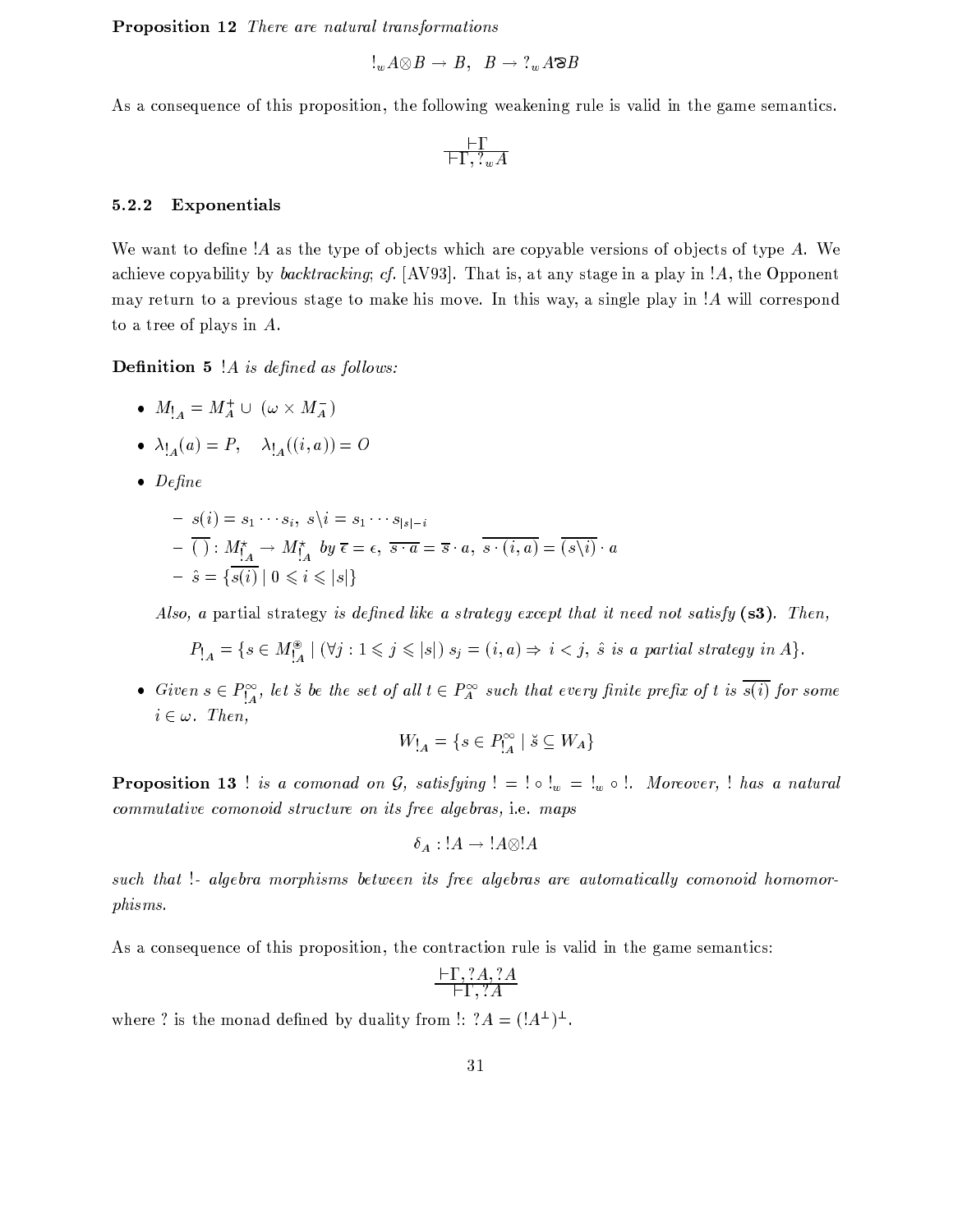**Proposition 12** *There are natural transformations*

$$!_w A \otimes B \to B, \quad B \to ?_w A \parr B$$

As a consequence of this proposition, the following weakening rule is valid in the game semantics.

$$\frac{\vdash \Gamma}{\vdash \Gamma, ?_w A}$$

### 5.2.2 Exponentials

We want to define $!A$ as the type of objects which are copyable versions of objects of type $A$. We achieve copyability by *backtracking*; *cf.* [AV93]. That is, at any stage in a play in $!A$, the Opponent may return to a previous stage to make his move. In this way, a single play in $!A$ will correspond to a tree of plays in $A$.

**Definition 5** *$!A$ is defined as follows:*

- $M_{!A} = M_A^+ \cup (\omega \times M_A^-)$
- $\lambda_{!A}(a) = P, \quad \lambda_{!A}((i, a)) = O$
- *Define*
  - $s(i) = s_1 \cdots s_i, \; s \backslash i = s_1 \cdots s_{|s|-i}$
  - $\overline{(\;)} : M_{!A}^\star \to M_{!A}^\star$ *by* $\overline{\epsilon} = \epsilon, \; \overline{s \cdot a} = \overline{s} \cdot a, \; \overline{s \cdot (i, a)} = \overline{(s \backslash i)} \cdot a$
  - $\hat{s} = \{\overline{s(i)} \mid 0 \leqslant i \leqslant |s|\}$

  *Also, a* partial strategy *is defined like a strategy except that it need not satisfy* **(s3)**. *Then,*

  $$P_{!A} = \{s \in M_{!A}^{\circledast} \mid (\forall j : 1 \leqslant j \leqslant |s|) \; s_j = (i, a) \Rightarrow i < j, \; \hat{s} \text{ is a partial strategy in } A\}.$$

- *Given $s \in P_{!A}^\infty$, let $\check{s}$ be the set of all $t \in P_A^\infty$ such that every finite prefix of $t$ is $\overline{s(i)}$ for some $i \in \omega$. Then,*

  $$W_{!A} = \{s \in P_{!A}^\infty \mid \check{s} \subseteq W_A\}$$

**Proposition 13** *$!$ is a comonad on $\mathcal{G}$, satisfying $! = ! \circ !_w = !_w \circ !$. Moreover, $!$ has a natural commutative comonoid structure on its free algebras,* i.e. *maps*

$$\delta_A : !A \to !A \otimes !A$$

*such that $!$- algebra morphisms between its free algebras are automatically comonoid homomorphisms.*

As a consequence of this proposition, the contraction rule is valid in the game semantics:

$$\frac{\vdash \Gamma, ?A, ?A}{\vdash \Gamma, ?A}$$

where $?$ is the monad defined by duality from $!$: $?A = (!A^\perp)^\perp$.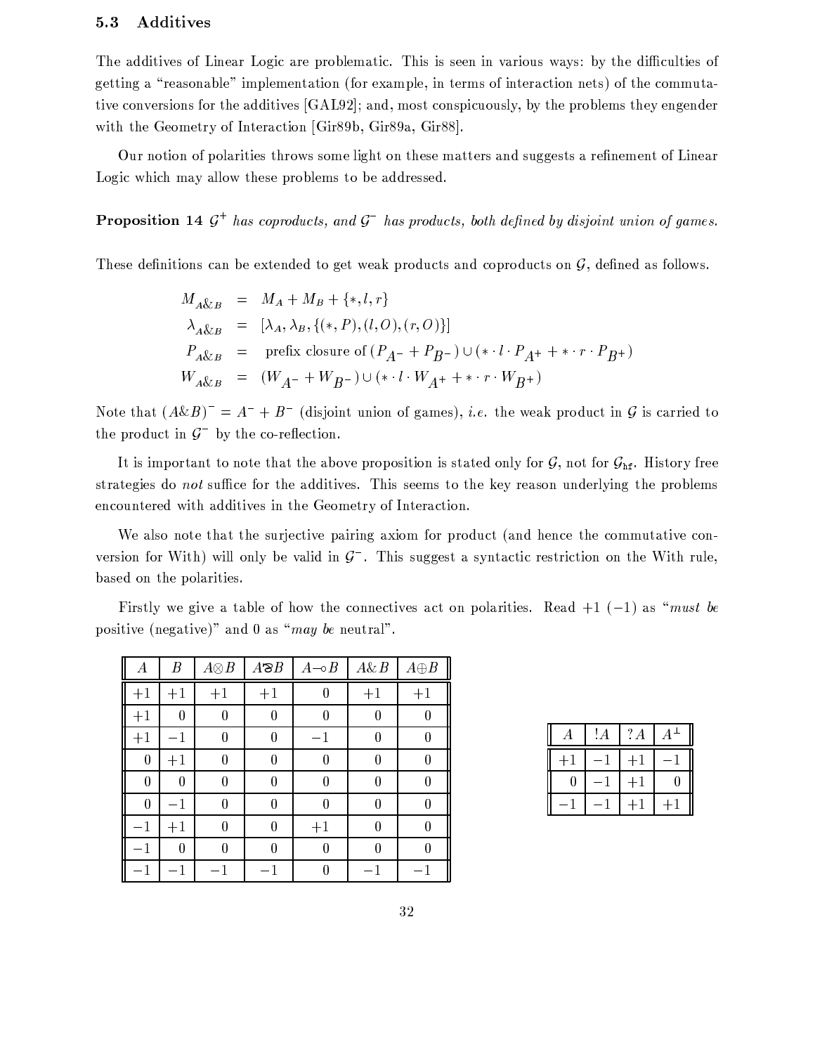### 5.3 Additives

The additives of Linear Logic are problematic. This is seen in various ways: by the difficulties of getting a "reasonable" implementation (for example, in terms of interaction nets) of the commutative conversions for the additives [GAL92]; and, most conspicuously, by the problems they engender with the Geometry of Interaction [Gir89b, Gir89a, Gir88].

Our notion of polarities throws some light on these matters and suggests a refinement of Linear Logic which may allow these problems to be addressed.

**Proposition 14** *$\mathcal{G}^+$ has coproducts, and $\mathcal{G}^-$ has products, both defined by disjoint union of games.*

These definitions can be extended to get weak products and coproducts on $\mathcal{G}$, defined as follows.

$$
\begin{aligned}
M_{A\&B} &= M_A + M_B + \{*, l, r\} \\
\lambda_{A\&B} &= [\lambda_A, \lambda_B, \{(*, P), (l, O), (r, O)\}] \\
P_{A\&B} &= \text{prefix closure of } (P_{A^-} + P_{B^-}) \cup (* \cdot l \cdot P_{A^+} + * \cdot r \cdot P_{B^+}) \\
W_{A\&B} &= (W_{A^-} + W_{B^-}) \cup (* \cdot l \cdot W_{A^+} + * \cdot r \cdot W_{B^+})
\end{aligned}
$$

Note that $(A\&B)^- = A^- + B^-$ (disjoint union of games), *i.e.* the weak product in $\mathcal{G}$ is carried to the product in $\mathcal{G}^-$ by the co-reflection.

It is important to note that the above proposition is stated only for $\mathcal{G}$, not for $\mathcal{G}_{\mathtt{hf}}$. History free strategies do *not* suffice for the additives. This seems to the key reason underlying the problems encountered with additives in the Geometry of Interaction.

We also note that the surjective pairing axiom for product (and hence the commutative conversion for With) will only be valid in $\mathcal{G}^-$. This suggest a syntactic restriction on the With rule, based on the polarities.

Firstly we give a table of how the connectives act on polarities. Read $+1$ ($-1$) as "*must be* positive (negative)" and 0 as "*may be* neutral".

| $A$ | $B$ | $A \otimes B$ | $A ⅋ B$ | $A \multimap B$ | $A \& B$ | $A \oplus B$ |
|---|---|---|---|---|---|---|
| $+1$ | $+1$ | $+1$ | $+1$ | $0$ | $+1$ | $+1$ |
| $+1$ | $0$ | $0$ | $0$ | $0$ | $0$ | $0$ |
| $+1$ | $-1$ | $0$ | $0$ | $-1$ | $0$ | $0$ |
| $0$ | $+1$ | $0$ | $0$ | $0$ | $0$ | $0$ |
| $0$ | $0$ | $0$ | $0$ | $0$ | $0$ | $0$ |
| $0$ | $-1$ | $0$ | $0$ | $0$ | $0$ | $0$ |
| $-1$ | $+1$ | $0$ | $0$ | $+1$ | $0$ | $0$ |
| $-1$ | $0$ | $0$ | $0$ | $0$ | $0$ | $0$ |
| $-1$ | $-1$ | $-1$ | $-1$ | $0$ | $-1$ | $-1$ |

| $A$ | $!A$ | $?A$ | $A^\perp$ |
|---|---|---|---|
| $+1$ | $-1$ | $+1$ | $-1$ |
| $0$ | $-1$ | $+1$ | $0$ |
| $-1$ | $-1$ | $+1$ | $+1$ |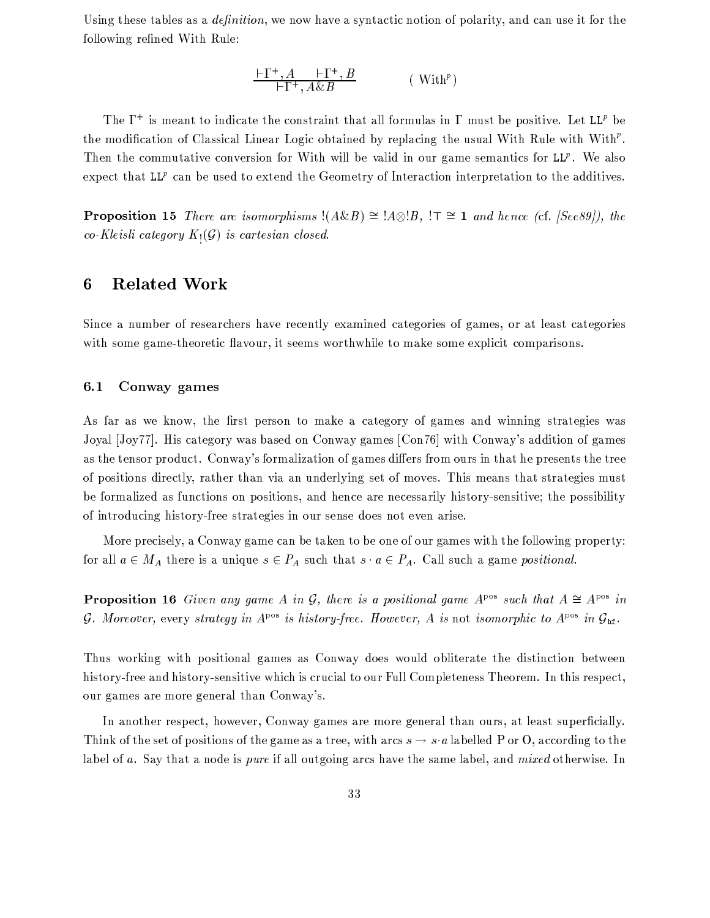Using these tables as a *definition*, we now have a syntactic notion of polarity, and can use it for the following refined With Rule:

$$\frac{\vdash \Gamma^+, A \qquad \vdash \Gamma^+, B}{\vdash \Gamma^+, A \& B} \qquad (\text{ With}^p)$$

The $\Gamma^+$ is meant to indicate the constraint that all formulas in $\Gamma$ must be positive. Let $\mathtt{LL}^p$ be the modification of Classical Linear Logic obtained by replacing the usual With Rule with With$^p$. Then the commutative conversion for With will be valid in our game semantics for $\mathtt{LL}^p$. We also expect that $\mathtt{LL}^p$ can be used to extend the Geometry of Interaction interpretation to the additives.

**Proposition 15** *There are isomorphisms $!(A \& B) \cong !A \otimes !B$, $!\top \cong \mathbf{1}$ and hence (*cf. *[See89]), the co-Kleisli category $K_!(\mathcal{G})$ is cartesian closed.*

## 6 Related Work

Since a number of researchers have recently examined categories of games, or at least categories with some game-theoretic flavour, it seems worthwhile to make some explicit comparisons.

### 6.1 Conway games

As far as we know, the first person to make a category of games and winning strategies was Joyal [Joy77]. His category was based on Conway games [Con76] with Conway's addition of games as the tensor product. Conway's formalization of games differs from ours in that he presents the tree of positions directly, rather than via an underlying set of moves. This means that strategies must be formalized as functions on positions, and hence are necessarily history-sensitive; the possibility of introducing history-free strategies in our sense does not even arise.

More precisely, a Conway game can be taken to be one of our games with the following property: for all $a \in M_A$ there is a unique $s \in P_A$ such that $s \cdot a \in P_A$. Call such a game *positional*.

**Proposition 16** *Given any game $A$ in $\mathcal{G}$, there is a positional game $A^{\mathrm{pos}}$ such that $A \cong A^{\mathrm{pos}}$ in $\mathcal{G}$. Moreover,* every *strategy in $A^{\mathrm{pos}}$ is history-free. However, $A$ is* not *isomorphic to $A^{\mathrm{pos}}$ in $\mathcal{G}_{\mathtt{hf}}$.*

Thus working with positional games as Conway does would obliterate the distinction between history-free and history-sensitive which is crucial to our Full Completeness Theorem. In this respect, our games are more general than Conway's.

In another respect, however, Conway games are more general than ours, at least superficially. Think of the set of positions of the game as a tree, with arcs $s \rightarrow s \cdot a$ labelled P or O, according to the label of $a$. Say that a node is *pure* if all outgoing arcs have the same label, and *mixed* otherwise. In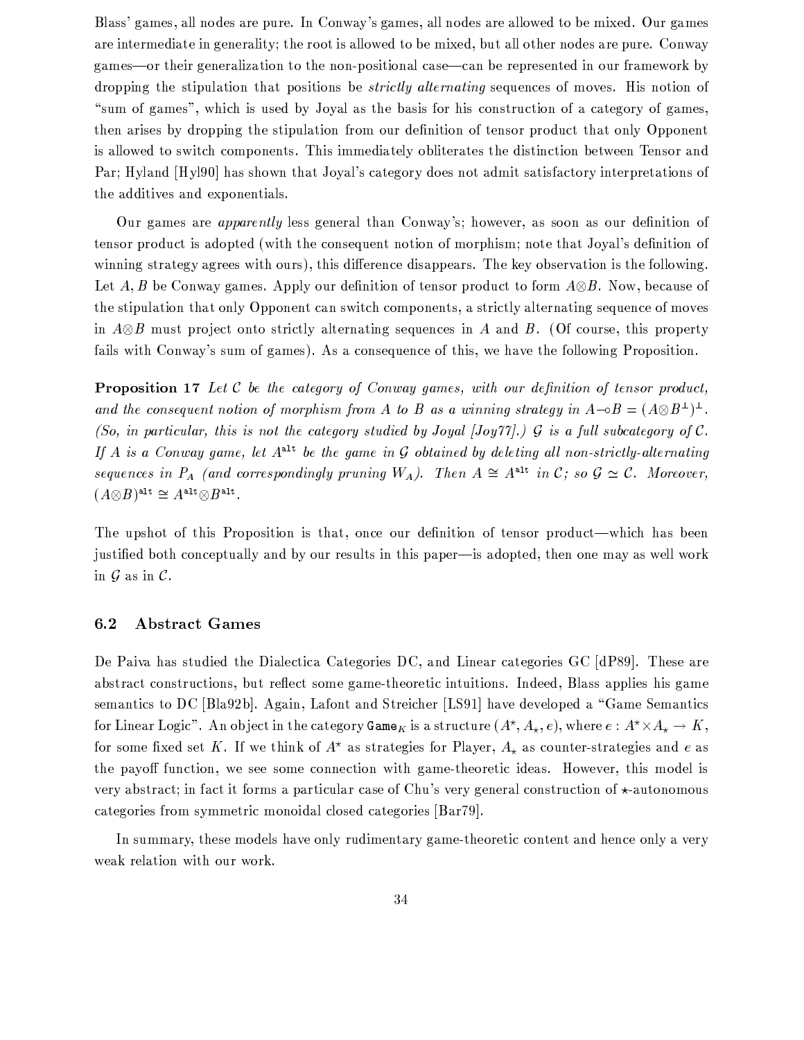Blass' games, all nodes are pure. In Conway's games, all nodes are allowed to be mixed. Our games are intermediate in generality; the root is allowed to be mixed, but all other nodes are pure. Conway games—or their generalization to the non-positional case—can be represented in our framework by dropping the stipulation that positions be *strictly alternating* sequences of moves. His notion of "sum of games", which is used by Joyal as the basis for his construction of a category of games, then arises by dropping the stipulation from our definition of tensor product that only Opponent is allowed to switch components. This immediately obliterates the distinction between Tensor and Par; Hyland [Hyl90] has shown that Joyal's category does not admit satisfactory interpretations of the additives and exponentials.

Our games are *apparently* less general than Conway's; however, as soon as our definition of tensor product is adopted (with the consequent notion of morphism; note that Joyal's definition of winning strategy agrees with ours), this difference disappears. The key observation is the following. Let $A, B$ be Conway games. Apply our definition of tensor product to form $A \otimes B$. Now, because of the stipulation that only Opponent can switch components, a strictly alternating sequence of moves in $A \otimes B$ must project onto strictly alternating sequences in $A$ and $B$. (Of course, this property fails with Conway's sum of games). As a consequence of this, we have the following Proposition.

**Proposition 17** *Let $\mathcal{C}$ be the category of Conway games, with our definition of tensor product, and the consequent notion of morphism from $A$ to $B$ as a winning strategy in $A \multimap B = (A \otimes B^{\perp})^{\perp}$. (So, in particular, this is not the category studied by Joyal [Joy77].) $\mathcal{G}$ is a full subcategory of $\mathcal{C}$. If $A$ is a Conway game, let $A^{\mathtt{alt}}$ be the game in $\mathcal{G}$ obtained by deleting all non-strictly-alternating sequences in $P_A$ (and correspondingly pruning $W_A$). Then $A \cong A^{\mathtt{alt}}$ in $\mathcal{C}$; so $\mathcal{G} \simeq \mathcal{C}$. Moreover, $(A \otimes B)^{\mathtt{alt}} \cong A^{\mathtt{alt}} \otimes B^{\mathtt{alt}}$.*

The upshot of this Proposition is that, once our definition of tensor product—which has been justified both conceptually and by our results in this paper—is adopted, then one may as well work in $\mathcal{G}$ as in $\mathcal{C}$.

## 6.2 Abstract Games

De Paiva has studied the Dialectica Categories DC, and Linear categories GC [dP89]. These are abstract constructions, but reflect some game-theoretic intuitions. Indeed, Blass applies his game semantics to DC [Bla92b]. Again, Lafont and Streicher [LS91] have developed a "Game Semantics for Linear Logic". An object in the category $\mathtt{Game}_K$ is a structure $(A^{\star}, A_{\star}, e)$, where $e : A^{\star} \times A_{\star} \rightarrow K$, for some fixed set $K$. If we think of $A^{\star}$ as strategies for Player, $A_{\star}$ as counter-strategies and $e$ as the payoff function, we see some connection with game-theoretic ideas. However, this model is very abstract; in fact it forms a particular case of Chu's very general construction of $\star$-autonomous categories from symmetric monoidal closed categories [Bar79].

In summary, these models have only rudimentary game-theoretic content and hence only a very weak relation with our work.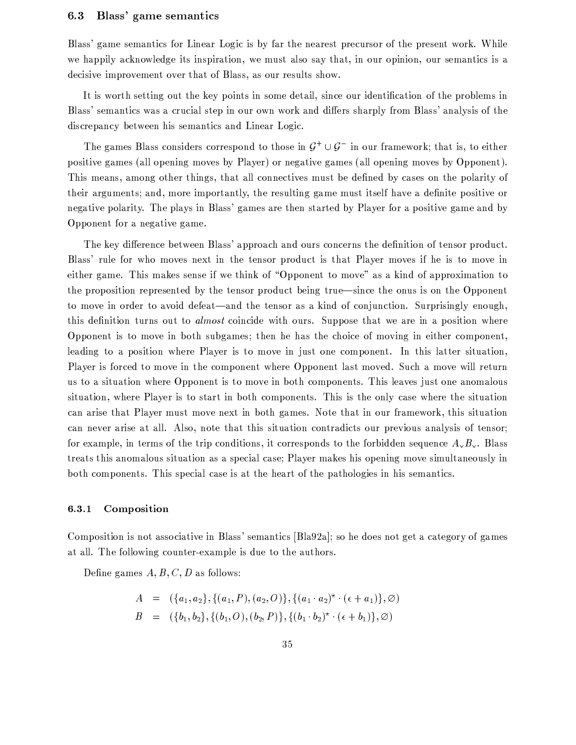### 6.3 Blass' game semantics

Blass' game semantics for Linear Logic is by far the nearest precursor of the present work. While we happily acknowledge its inspiration, we must also say that, in our opinion, our semantics is a decisive improvement over that of Blass, as our results show.

It is worth setting out the key points in some detail, since our identification of the problems in Blass' semantics was a crucial step in our own work and differs sharply from Blass' analysis of the discrepancy between his semantics and Linear Logic.

The games Blass considers correspond to those in $\mathcal{G}^+ \cup \mathcal{G}^-$ in our framework; that is, to either positive games (all opening moves by Player) or negative games (all opening moves by Opponent). This means, among other things, that all connectives must be defined by cases on the polarity of their arguments; and, more importantly, the resulting game must itself have a definite positive or negative polarity. The plays in Blass' games are then started by Player for a positive game and by Opponent for a negative game.

The key difference between Blass' approach and ours concerns the definition of tensor product. Blass' rule for who moves next in the tensor product is that Player moves if he is to move in either game. This makes sense if we think of "Opponent to move" as a kind of approximation to the proposition represented by the tensor product being true—since the onus is on the Opponent to move in order to avoid defeat—and the tensor as a kind of conjunction. Surprisingly enough, this definition turns out to *almost* coincide with ours. Suppose that we are in a position where Opponent is to move in both subgames; then he has the choice of moving in either component, leading to a position where Player is to move in just one component. In this latter situation, Player is forced to move in the component where Opponent last moved. Such a move will return us to a situation where Opponent is to move in both components. This leaves just one anomalous situation, where Player is to start in both components. This is the only case where the situation can arise that Player must move next in both games. Note that in our framework, this situation can never arise at all. Also, note that this situation contradicts our previous analysis of tensor; for example, in terms of the trip conditions, it corresponds to the forbidden sequence $A_\vee B_\vee$. Blass treats this anomalous situation as a special case; Player makes his opening move simultaneously in both components. This special case is at the heart of the pathologies in his semantics.

#### 6.3.1 Composition

Composition is not associative in Blass' semantics [Bla92a]; so he does not get a category of games at all. The following counter-example is due to the authors.

Define games $A, B, C, D$ as follows:

$$A = (\{a_1, a_2\}, \{(a_1, P), (a_2, O)\}, \{(a_1 \cdot a_2)^\star \cdot (\epsilon + a_1)\}, \varnothing)$$

$$B = (\{b_1, b_2\}, \{(b_1, O), (b_2, P)\}, \{(b_1 \cdot b_2)^\star \cdot (\epsilon + b_1)\}, \varnothing)$$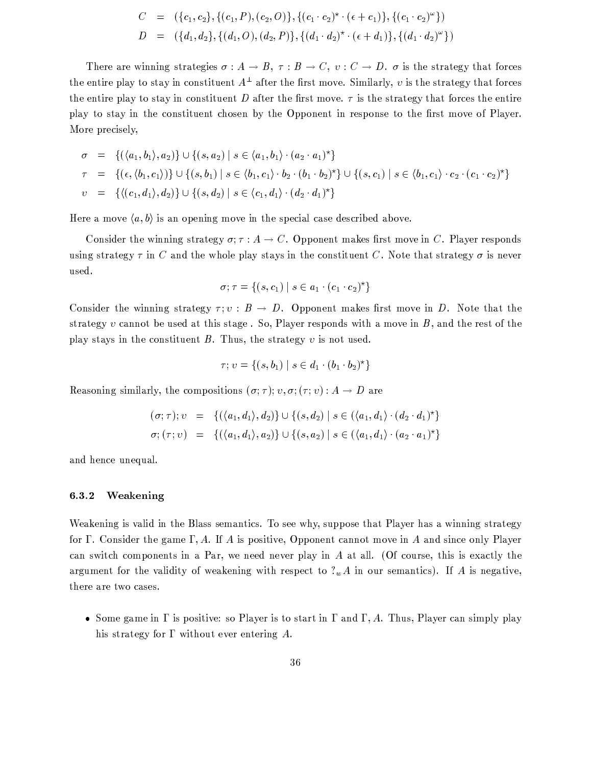$$C = (\{c_1, c_2\}, \{(c_1, P), (c_2, O)\}, \{(c_1 \cdot c_2)^\star \cdot (\epsilon + c_1)\}, \{(c_1 \cdot c_2)^\omega\})$$
$$D = (\{d_1, d_2\}, \{(d_1, O), (d_2, P)\}, \{(d_1 \cdot d_2)^\star \cdot (\epsilon + d_1)\}, \{(d_1 \cdot d_2)^\omega\})$$

There are winning strategies $\sigma : A \to B$, $\tau : B \to C$, $\upsilon : C \to D$. $\sigma$ is the strategy that forces the entire play to stay in constituent $A^\perp$ after the first move. Similarly, $\upsilon$ is the strategy that forces the entire play to stay in constituent $D$ after the first move. $\tau$ is the strategy that forces the entire play to stay in the constituent chosen by the Opponent in response to the first move of Player. More precisely,

$$\begin{aligned}
\sigma &= \{(\langle a_1, b_1\rangle, a_2)\} \cup \{(s, a_2) \mid s \in \langle a_1, b_1\rangle \cdot (a_2 \cdot a_1)^\star\} \\
\tau &= \{(\epsilon, \langle b_1, c_1\rangle)\} \cup \{(s, b_1) \mid s \in \langle b_1, c_1\rangle \cdot b_2 \cdot (b_1 \cdot b_2)^\star\} \cup \{(s, c_1) \mid s \in \langle b_1, c_1\rangle \cdot c_2 \cdot (c_1 \cdot c_2)^\star\} \\
\upsilon &= \{\langle (c_1, d_1\rangle, d_2)\} \cup \{(s, d_2) \mid s \in \langle c_1, d_1\rangle \cdot (d_2 \cdot d_1)^\star\}
\end{aligned}$$

Here a move $\langle a, b\rangle$ is an opening move in the special case described above.

Consider the winning strategy $\sigma;\tau : A \to C$. Opponent makes first move in $C$. Player responds using strategy $\tau$ in $C$ and the whole play stays in the constituent $C$. Note that strategy $\sigma$ is never used.

$$\sigma;\tau = \{(s, c_1) \mid s \in a_1 \cdot (c_1 \cdot c_2)^\star\}$$

Consider the winning strategy $\tau;\upsilon : B \to D$. Opponent makes first move in $D$. Note that the strategy $\upsilon$ cannot be used at this stage . So, Player responds with a move in $B$, and the rest of the play stays in the constituent $B$. Thus, the strategy $\upsilon$ is not used.

$$\tau;\upsilon = \{(s, b_1) \mid s \in d_1 \cdot (b_1 \cdot b_2)^\star\}$$

Reasoning similarly, the compositions $(\sigma;\tau);\upsilon, \sigma;(\tau;\upsilon) : A \to D$ are

$$\begin{aligned}
(\sigma;\tau);\upsilon &= \{(\langle a_1, d_1\rangle, d_2)\} \cup \{(s, d_2) \mid s \in (\langle a_1, d_1\rangle \cdot (d_2 \cdot d_1)^\star\} \\
\sigma;(\tau;\upsilon) &= \{(\langle a_1, d_1\rangle, a_2)\} \cup \{(s, a_2) \mid s \in (\langle a_1, d_1\rangle \cdot (a_2 \cdot a_1)^\star\}
\end{aligned}$$

and hence unequal.

### 6.3.2 Weakening

Weakening is valid in the Blass semantics. To see why, suppose that Player has a winning strategy for $\Gamma$. Consider the game $\Gamma, A$. If $A$ is positive, Opponent cannot move in $A$ and since only Player can switch components in a Par, we need never play in $A$ at all. (Of course, this is exactly the argument for the validity of weakening with respect to $?_w A$ in our semantics). If $A$ is negative, there are two cases.

- Some game in $\Gamma$ is positive: so Player is to start in $\Gamma$ and $\Gamma, A$. Thus, Player can simply play his strategy for $\Gamma$ without ever entering $A$.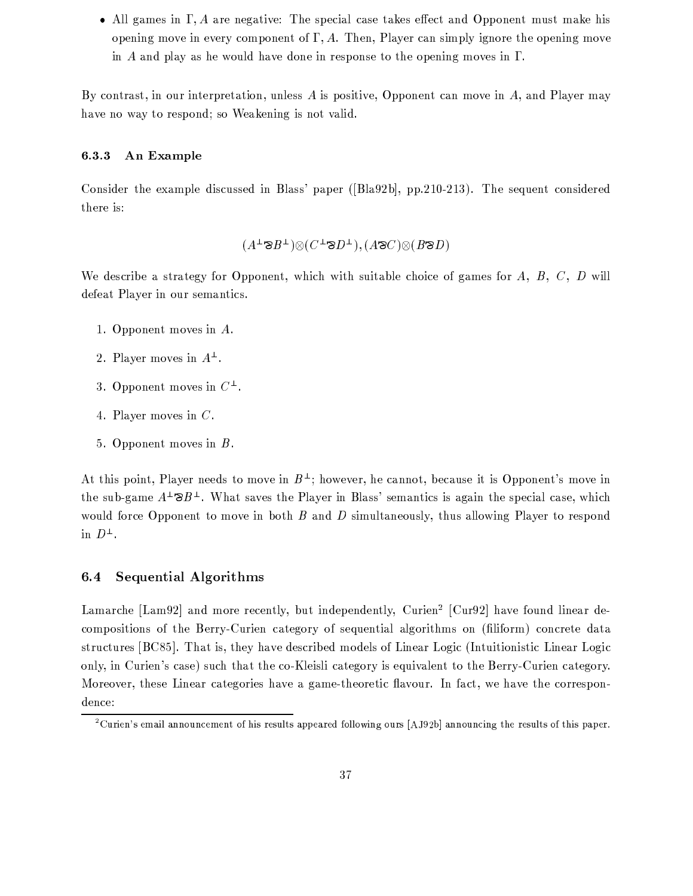- All games in $\Gamma, A$ are negative: The special case takes effect and Opponent must make his opening move in every component of $\Gamma, A$. Then, Player can simply ignore the opening move in $A$ and play as he would have done in response to the opening moves in $\Gamma$.

By contrast, in our interpretation, unless $A$ is positive, Opponent can move in $A$, and Player may have no way to respond; so Weakening is not valid.

### 6.3.3 An Example

Consider the example discussed in Blass' paper ([Bla92b], pp.210-213). The sequent considered there is:

$$(A^{\perp} \mathbin{⅋} B^{\perp}) \otimes (C^{\perp} \mathbin{⅋} D^{\perp}), (A \mathbin{⅋} C) \otimes (B \mathbin{⅋} D)$$

We describe a strategy for Opponent, which with suitable choice of games for $A$, $B$, $C$, $D$ will defeat Player in our semantics.

1. Opponent moves in $A$.
2. Player moves in $A^{\perp}$.
3. Opponent moves in $C^{\perp}$.
4. Player moves in $C$.
5. Opponent moves in $B$.

At this point, Player needs to move in $B^{\perp}$; however, he cannot, because it is Opponent's move in the sub-game $A^{\perp} \mathbin{⅋} B^{\perp}$. What saves the Player in Blass' semantics is again the special case, which would force Opponent to move in both $B$ and $D$ simultaneously, thus allowing Player to respond in $D^{\perp}$.

## 6.4 Sequential Algorithms

Lamarche [Lam92] and more recently, but independently, Curien[2] [Cur92] have found linear decompositions of the Berry-Curien category of sequential algorithms on (filiform) concrete data structures [BC85]. That is, they have described models of Linear Logic (Intuitionistic Linear Logic only, in Curien's case) such that the co-Kleisli category is equivalent to the Berry-Curien category. Moreover, these Linear categories have a game-theoretic flavour. In fact, we have the correspondence:

[2] Curien's email announcement of his results appeared following ours [AJ92b] announcing the results of this paper.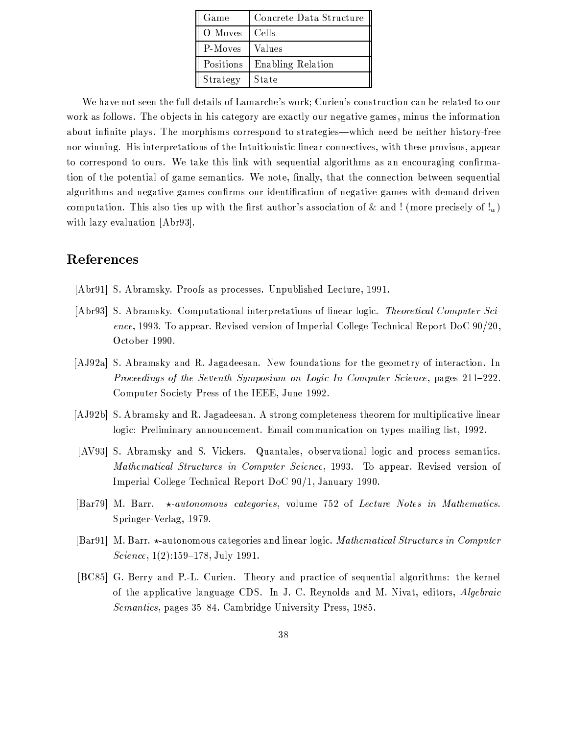| Game | Concrete Data Structure |
|---|---|
| O-Moves | Cells |
| P-Moves | Values |
| Positions | Enabling Relation |
| Strategy | State |

We have not seen the full details of Lamarche's work; Curien's construction can be related to our work as follows. The objects in his category are exactly our negative games, minus the information about infinite plays. The morphisms correspond to strategies—which need be neither history-free nor winning. His interpretations of the Intuitionistic linear connectives, with these provisos, appear to correspond to ours. We take this link with sequential algorithms as an encouraging confirmation of the potential of game semantics. We note, finally, that the connection between sequential algorithms and negative games confirms our identification of negative games with demand-driven computation. This also ties up with the first author's association of & and ! (more precisely of $!_w$) with lazy evaluation [Abr93].

## References

[Abr91] S. Abramsky. Proofs as processes. Unpublished Lecture, 1991.

[Abr93] S. Abramsky. Computational interpretations of linear logic. *Theoretical Computer Science*, 1993. To appear. Revised version of Imperial College Technical Report DoC 90/20, October 1990.

[AJ92a] S. Abramsky and R. Jagadeesan. New foundations for the geometry of interaction. In *Proceedings of the Seventh Symposium on Logic In Computer Science*, pages 211–222. Computer Society Press of the IEEE, June 1992.

[AJ92b] S. Abramsky and R. Jagadeesan. A strong completeness theorem for multiplicative linear logic: Preliminary announcement. Email communication on types mailing list, 1992.

[AV93] S. Abramsky and S. Vickers. Quantales, observational logic and process semantics. *Mathematical Structures in Computer Science*, 1993. To appear. Revised version of Imperial College Technical Report DoC 90/1, January 1990.

[Bar79] M. Barr. *$\star$-autonomous categories*, volume 752 of *Lecture Notes in Mathematics*. Springer-Verlag, 1979.

[Bar91] M. Barr. $\star$-autonomous categories and linear logic. *Mathematical Structures in Computer Science*, 1(2):159–178, July 1991.

[BC85] G. Berry and P.-L. Curien. Theory and practice of sequential algorithms: the kernel of the applicative language CDS. In J. C. Reynolds and M. Nivat, editors, *Algebraic Semantics*, pages 35–84. Cambridge University Press, 1985.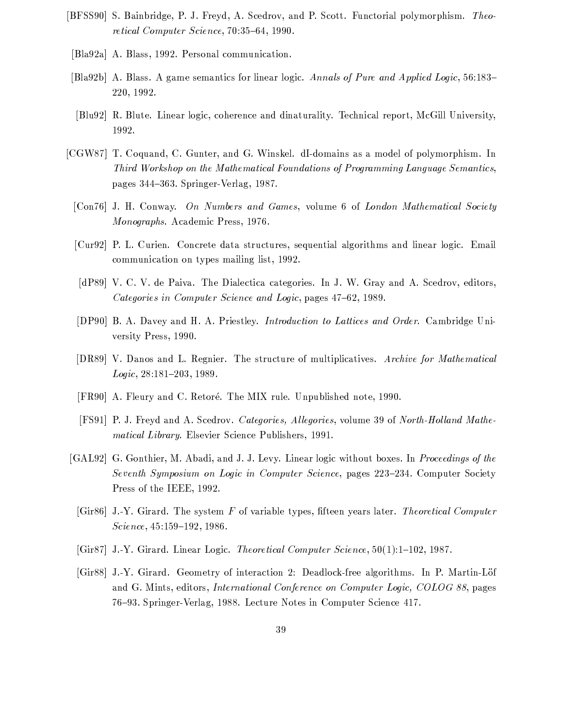[BFSS90] S. Bainbridge, P. J. Freyd, A. Scedrov, and P. Scott. Functorial polymorphism. *Theoretical Computer Science*, 70:35–64, 1990.

[Bla92a] A. Blass, 1992. Personal communication.

[Bla92b] A. Blass. A game semantics for linear logic. *Annals of Pure and Applied Logic*, 56:183–220, 1992.

[Blu92] R. Blute. Linear logic, coherence and dinaturality. Technical report, McGill University, 1992.

[CGW87] T. Coquand, C. Gunter, and G. Winskel. dI-domains as a model of polymorphism. In *Third Workshop on the Mathematical Foundations of Programming Language Semantics*, pages 344–363. Springer-Verlag, 1987.

[Con76] J. H. Conway. *On Numbers and Games*, volume 6 of *London Mathematical Society Monographs*. Academic Press, 1976.

[Cur92] P. L. Curien. Concrete data structures, sequential algorithms and linear logic. Email communication on types mailing list, 1992.

[dP89] V. C. V. de Paiva. The Dialectica categories. In J. W. Gray and A. Scedrov, editors, *Categories in Computer Science and Logic*, pages 47–62, 1989.

[DP90] B. A. Davey and H. A. Priestley. *Introduction to Lattices and Order*. Cambridge University Press, 1990.

[DR89] V. Danos and L. Regnier. The structure of multiplicatives. *Archive for Mathematical Logic*, 28:181–203, 1989.

[FR90] A. Fleury and C. Retoré. The MIX rule. Unpublished note, 1990.

[FS91] P. J. Freyd and A. Scedrov. *Categories, Allegories*, volume 39 of *North-Holland Mathematical Library*. Elsevier Science Publishers, 1991.

[GAL92] G. Gonthier, M. Abadi, and J. J. Levy. Linear logic without boxes. In *Proceedings of the Seventh Symposium on Logic in Computer Science*, pages 223–234. Computer Society Press of the IEEE, 1992.

[Gir86] J.-Y. Girard. The system $F$ of variable types, fifteen years later. *Theoretical Computer Science*, 45:159–192, 1986.

[Gir87] J.-Y. Girard. Linear Logic. *Theoretical Computer Science*, 50(1):1–102, 1987.

[Gir88] J.-Y. Girard. Geometry of interaction 2: Deadlock-free algorithms. In P. Martin-Löf and G. Mints, editors, *International Conference on Computer Logic, COLOG 88*, pages 76–93. Springer-Verlag, 1988. Lecture Notes in Computer Science 417.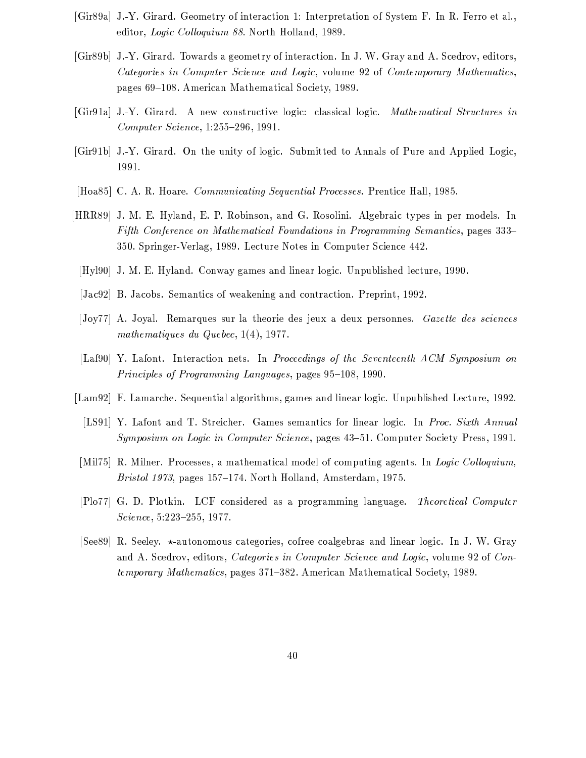[Gir89a] J.-Y. Girard. Geometry of interaction 1: Interpretation of System F. In R. Ferro et al., editor, *Logic Colloquium 88*. North Holland, 1989.

[Gir89b] J.-Y. Girard. Towards a geometry of interaction. In J. W. Gray and A. Scedrov, editors, *Categories in Computer Science and Logic*, volume 92 of *Contemporary Mathematics*, pages 69–108. American Mathematical Society, 1989.

[Gir91a] J.-Y. Girard. A new constructive logic: classical logic. *Mathematical Structures in Computer Science*, 1:255–296, 1991.

[Gir91b] J.-Y. Girard. On the unity of logic. Submitted to Annals of Pure and Applied Logic, 1991.

[Hoa85] C. A. R. Hoare. *Communicating Sequential Processes*. Prentice Hall, 1985.

[HRR89] J. M. E. Hyland, E. P. Robinson, and G. Rosolini. Algebraic types in per models. In *Fifth Conference on Mathematical Foundations in Programming Semantics*, pages 333–350. Springer-Verlag, 1989. Lecture Notes in Computer Science 442.

[Hyl90] J. M. E. Hyland. Conway games and linear logic. Unpublished lecture, 1990.

[Jac92] B. Jacobs. Semantics of weakening and contraction. Preprint, 1992.

[Joy77] A. Joyal. Remarques sur la theorie des jeux a deux personnes. *Gazette des sciences mathematiques du Quebec*, 1(4), 1977.

[Laf90] Y. Lafont. Interaction nets. In *Proceedings of the Seventeenth ACM Symposium on Principles of Programming Languages*, pages 95–108, 1990.

[Lam92] F. Lamarche. Sequential algorithms, games and linear logic. Unpublished Lecture, 1992.

[LS91] Y. Lafont and T. Streicher. Games semantics for linear logic. In *Proc. Sixth Annual Symposium on Logic in Computer Science*, pages 43–51. Computer Society Press, 1991.

[Mil75] R. Milner. Processes, a mathematical model of computing agents. In *Logic Colloquium, Bristol 1973*, pages 157–174. North Holland, Amsterdam, 1975.

[Plo77] G. D. Plotkin. LCF considered as a programming language. *Theoretical Computer Science*, 5:223–255, 1977.

[See89] R. Seeley. $\star$-autonomous categories, cofree coalgebras and linear logic. In J. W. Gray and A. Scedrov, editors, *Categories in Computer Science and Logic*, volume 92 of *Contemporary Mathematics*, pages 371–382. American Mathematical Society, 1989.